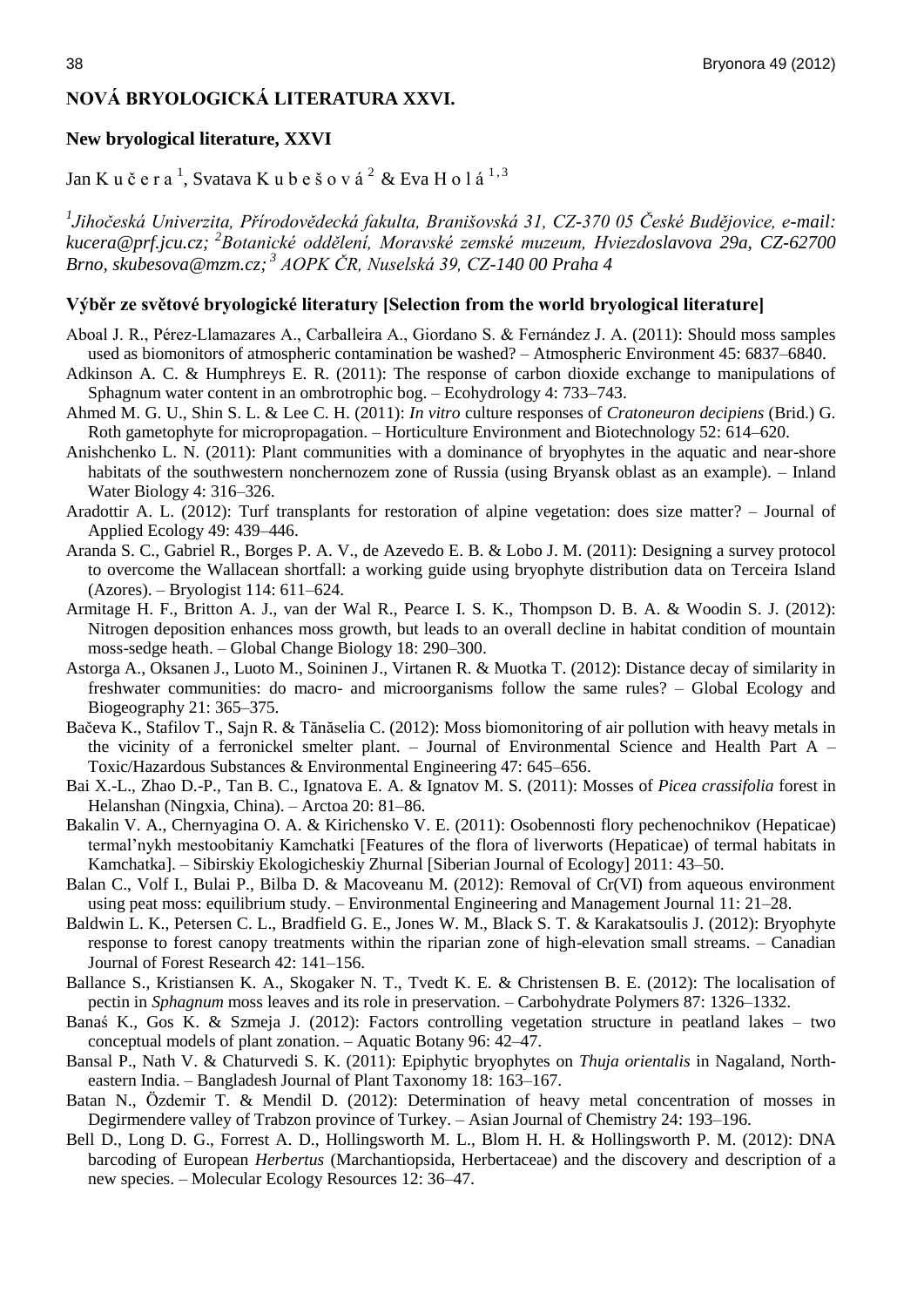# NOVÁ BRYOLOGICKÁ LITERATURA XXVI.

## New bryological literature, XXVI

Jan K u č e r a [1], Svatava K u b e š o v á [2] & Eva H o l á [1, 3]

*[1]Jihočeská Univerzita, Přírodovědecká fakulta, Branišovská 31, CZ-370 05 České Budějovice, e-mail: kucera@prf.jcu.cz; [2]Botanické oddělení, Moravské zemské muzeum, Hviezdoslavova 29a, CZ-62700 Brno, skubesova@mzm.cz; [3] AOPK ČR, Nuselská 39, CZ-140 00 Praha 4*

### Výběr ze světové bryologické literatury [Selection from the world bryological literature]

Aboal J. R., Pérez-Llamazares A., Carballeira A., Giordano S. & Fernández J. A. (2011): Should moss samples used as biomonitors of atmospheric contamination be washed? – Atmospheric Environment 45: 6837–6840.

Adkinson A. C. & Humphreys E. R. (2011): The response of carbon dioxide exchange to manipulations of Sphagnum water content in an ombrotrophic bog. – Ecohydrology 4: 733–743.

Ahmed M. G. U., Shin S. L. & Lee C. H. (2011): *In vitro* culture responses of *Cratoneuron decipiens* (Brid.) G. Roth gametophyte for micropropagation. – Horticulture Environment and Biotechnology 52: 614–620.

Anishchenko L. N. (2011): Plant communities with a dominance of bryophytes in the aquatic and near-shore habitats of the southwestern nonchernozem zone of Russia (using Bryansk oblast as an example). – Inland Water Biology 4: 316–326.

Aradottir A. L. (2012): Turf transplants for restoration of alpine vegetation: does size matter? – Journal of Applied Ecology 49: 439–446.

Aranda S. C., Gabriel R., Borges P. A. V., de Azevedo E. B. & Lobo J. M. (2011): Designing a survey protocol to overcome the Wallacean shortfall: a working guide using bryophyte distribution data on Terceira Island (Azores). – Bryologist 114: 611–624.

Armitage H. F., Britton A. J., van der Wal R., Pearce I. S. K., Thompson D. B. A. & Woodin S. J. (2012): Nitrogen deposition enhances moss growth, but leads to an overall decline in habitat condition of mountain moss-sedge heath. – Global Change Biology 18: 290–300.

Astorga A., Oksanen J., Luoto M., Soininen J., Virtanen R. & Muotka T. (2012): Distance decay of similarity in freshwater communities: do macro- and microorganisms follow the same rules? – Global Ecology and Biogeography 21: 365–375.

Bačeva K., Stafilov T., Sajn R. & Tănăselia C. (2012): Moss biomonitoring of air pollution with heavy metals in the vicinity of a ferronickel smelter plant. – Journal of Environmental Science and Health Part A – Toxic/Hazardous Substances & Environmental Engineering 47: 645–656.

Bai X.-L., Zhao D.-P., Tan B. C., Ignatova E. A. & Ignatov M. S. (2011): Mosses of *Picea crassifolia* forest in Helanshan (Ningxia, China). – Arctoa 20: 81–86.

Bakalin V. A., Chernyagina O. A. & Kirichensko V. E. (2011): Osobennosti flory pechenochnikov (Hepaticae) termal'nykh mestoobitaniy Kamchatki [Features of the flora of liverworts (Hepaticae) of termal habitats in Kamchatka]. – Sibirskiy Ekologicheskiy Zhurnal [Siberian Journal of Ecology] 2011: 43–50.

Balan C., Volf I., Bulai P., Bilba D. & Macoveanu M. (2012): Removal of Cr(VI) from aqueous environment using peat moss: equilibrium study. – Environmental Engineering and Management Journal 11: 21–28.

Baldwin L. K., Petersen C. L., Bradfield G. E., Jones W. M., Black S. T. & Karakatsoulis J. (2012): Bryophyte response to forest canopy treatments within the riparian zone of high-elevation small streams. – Canadian Journal of Forest Research 42: 141–156.

Ballance S., Kristiansen K. A., Skogaker N. T., Tvedt K. E. & Christensen B. E. (2012): The localisation of pectin in *Sphagnum* moss leaves and its role in preservation. – Carbohydrate Polymers 87: 1326–1332.

Banaś K., Gos K. & Szmeja J. (2012): Factors controlling vegetation structure in peatland lakes – two conceptual models of plant zonation. – Aquatic Botany 96: 42–47.

Bansal P., Nath V. & Chaturvedi S. K. (2011): Epiphytic bryophytes on *Thuja orientalis* in Nagaland, North-eastern India. – Bangladesh Journal of Plant Taxonomy 18: 163–167.

Batan N., Özdemir T. & Mendil D. (2012): Determination of heavy metal concentration of mosses in Degirmendere valley of Trabzon province of Turkey. – Asian Journal of Chemistry 24: 193–196.

Bell D., Long D. G., Forrest A. D., Hollingsworth M. L., Blom H. H. & Hollingsworth P. M. (2012): DNA barcoding of European *Herbertus* (Marchantiopsida, Herbertaceae) and the discovery and description of a new species. – Molecular Ecology Resources 12: 36–47.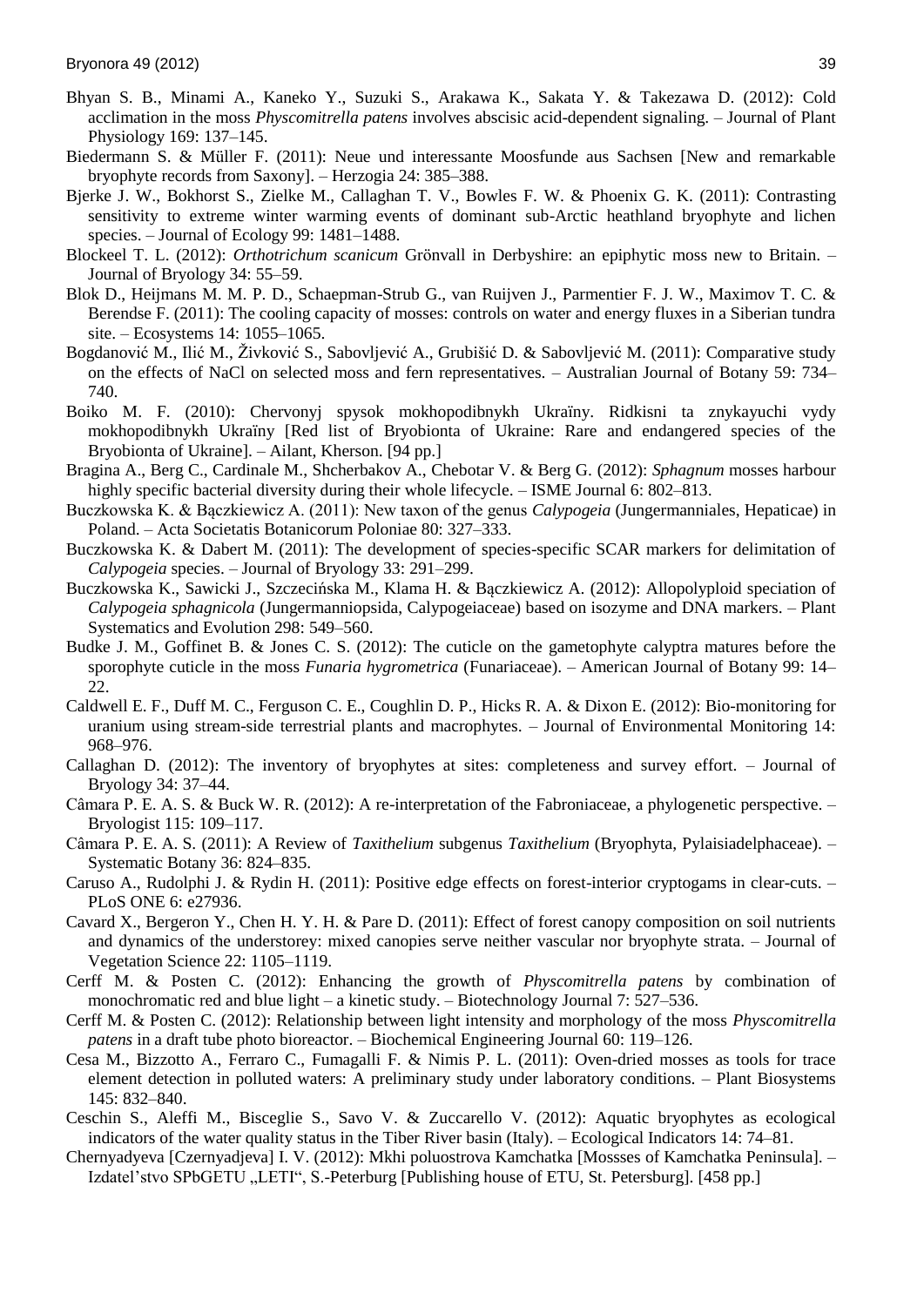Bhyan S. B., Minami A., Kaneko Y., Suzuki S., Arakawa K., Sakata Y. & Takezawa D. (2012): Cold acclimation in the moss *Physcomitrella patens* involves abscisic acid-dependent signaling. – Journal of Plant Physiology 169: 137–145.

Biedermann S. & Müller F. (2011): Neue und interessante Moosfunde aus Sachsen [New and remarkable bryophyte records from Saxony]. – Herzogia 24: 385–388.

Bjerke J. W., Bokhorst S., Zielke M., Callaghan T. V., Bowles F. W. & Phoenix G. K. (2011): Contrasting sensitivity to extreme winter warming events of dominant sub-Arctic heathland bryophyte and lichen species. – Journal of Ecology 99: 1481–1488.

Blockeel T. L. (2012): *Orthotrichum scanicum* Grönvall in Derbyshire: an epiphytic moss new to Britain. – Journal of Bryology 34: 55–59.

Blok D., Heijmans M. M. P. D., Schaepman-Strub G., van Ruijven J., Parmentier F. J. W., Maximov T. C. & Berendse F. (2011): The cooling capacity of mosses: controls on water and energy fluxes in a Siberian tundra site. – Ecosystems 14: 1055–1065.

Bogdanović M., Ilić M., Živković S., Sabovljević A., Grubišić D. & Sabovljević M. (2011): Comparative study on the effects of NaCl on selected moss and fern representatives. – Australian Journal of Botany 59: 734–740.

Boiko M. F. (2010): Chervonyj spysok mokhopodibnykh Ukraïny. Ridkisni ta znykayuchi vydy mokhopodibnykh Ukraïny [Red list of Bryobionta of Ukraine: Rare and endangered species of the Bryobionta of Ukraine]. – Ailant, Kherson. [94 pp.]

Bragina A., Berg C., Cardinale M., Shcherbakov A., Chebotar V. & Berg G. (2012): *Sphagnum* mosses harbour highly specific bacterial diversity during their whole lifecycle. – ISME Journal 6: 802–813.

Buczkowska K. & Bączkiewicz A. (2011): New taxon of the genus *Calypogeia* (Jungermanniales, Hepaticae) in Poland. – Acta Societatis Botanicorum Poloniae 80: 327–333.

Buczkowska K. & Dabert M. (2011): The development of species-specific SCAR markers for delimitation of *Calypogeia* species. – Journal of Bryology 33: 291–299.

Buczkowska K., Sawicki J., Szczecińska M., Klama H. & Bączkiewicz A. (2012): Allopolyploid speciation of *Calypogeia sphagnicola* (Jungermanniopsida, Calypogeiaceae) based on isozyme and DNA markers. – Plant Systematics and Evolution 298: 549–560.

Budke J. M., Goffinet B. & Jones C. S. (2012): The cuticle on the gametophyte calyptra matures before the sporophyte cuticle in the moss *Funaria hygrometrica* (Funariaceae). – American Journal of Botany 99: 14–22.

Caldwell E. F., Duff M. C., Ferguson C. E., Coughlin D. P., Hicks R. A. & Dixon E. (2012): Bio-monitoring for uranium using stream-side terrestrial plants and macrophytes. – Journal of Environmental Monitoring 14: 968–976.

Callaghan D. (2012): The inventory of bryophytes at sites: completeness and survey effort. – Journal of Bryology 34: 37–44.

Câmara P. E. A. S. & Buck W. R. (2012): A re-interpretation of the Fabroniaceae, a phylogenetic perspective. – Bryologist 115: 109–117.

Câmara P. E. A. S. (2011): A Review of *Taxithelium* subgenus *Taxithelium* (Bryophyta, Pylaisiadelphaceae). – Systematic Botany 36: 824–835.

Caruso A., Rudolphi J. & Rydin H. (2011): Positive edge effects on forest-interior cryptogams in clear-cuts. – PLoS ONE 6: e27936.

Cavard X., Bergeron Y., Chen H. Y. H. & Pare D. (2011): Effect of forest canopy composition on soil nutrients and dynamics of the understorey: mixed canopies serve neither vascular nor bryophyte strata. – Journal of Vegetation Science 22: 1105–1119.

Cerff M. & Posten C. (2012): Enhancing the growth of *Physcomitrella patens* by combination of monochromatic red and blue light – a kinetic study. – Biotechnology Journal 7: 527–536.

Cerff M. & Posten C. (2012): Relationship between light intensity and morphology of the moss *Physcomitrella patens* in a draft tube photo bioreactor. – Biochemical Engineering Journal 60: 119–126.

Cesa M., Bizzotto A., Ferraro C., Fumagalli F. & Nimis P. L. (2011): Oven-dried mosses as tools for trace element detection in polluted waters: A preliminary study under laboratory conditions. – Plant Biosystems 145: 832–840.

Ceschin S., Aleffi M., Bisceglie S., Savo V. & Zuccarello V. (2012): Aquatic bryophytes as ecological indicators of the water quality status in the Tiber River basin (Italy). – Ecological Indicators 14: 74–81.

Chernyadyeva [Czernyadjeva] I. V. (2012): Mkhi poluostrova Kamchatka [Mossses of Kamchatka Peninsula]. – Izdatel'stvo SPbGETU „LETI", S.-Peterburg [Publishing house of ETU, St. Petersburg]. [458 pp.]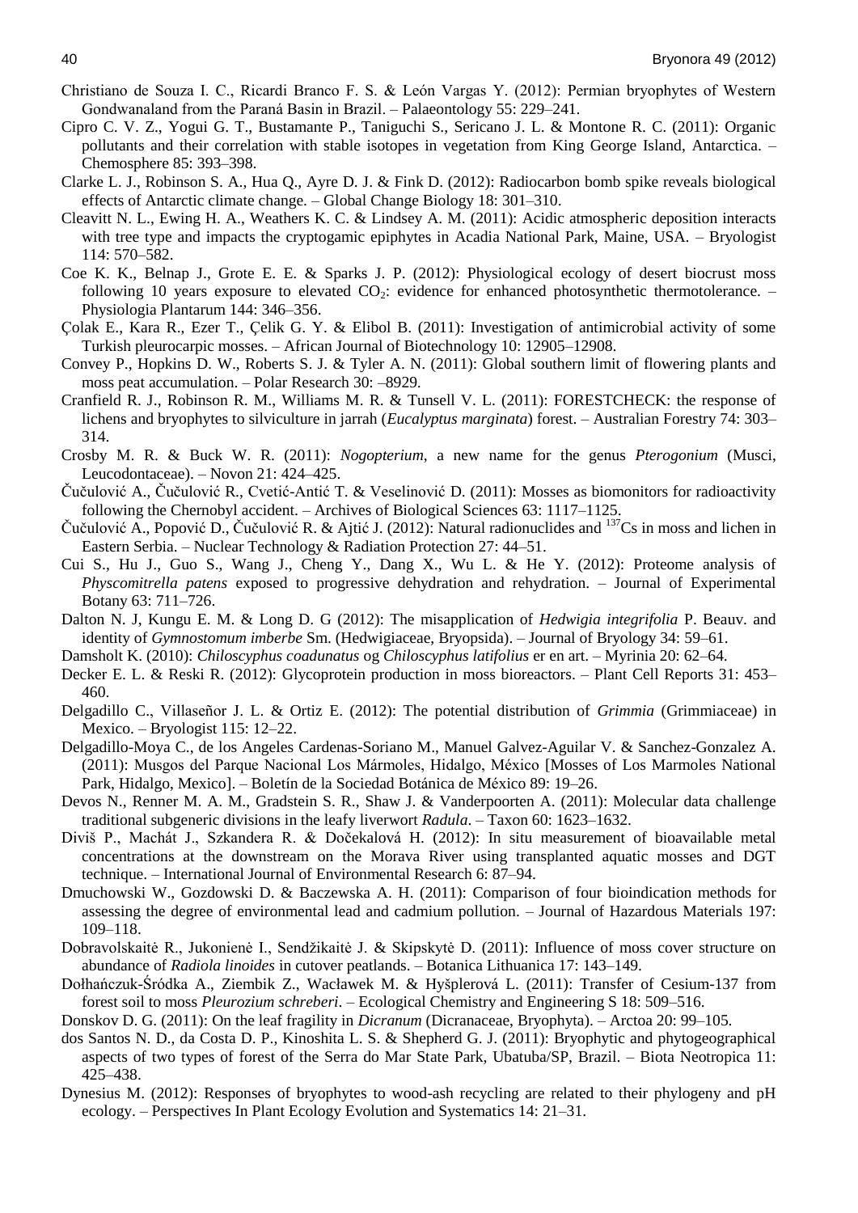Christiano de Souza I. C., Ricardi Branco F. S. & León Vargas Y. (2012): Permian bryophytes of Western Gondwanaland from the Paraná Basin in Brazil. – Palaeontology 55: 229–241.

Cipro C. V. Z., Yogui G. T., Bustamante P., Taniguchi S., Sericano J. L. & Montone R. C. (2011): Organic pollutants and their correlation with stable isotopes in vegetation from King George Island, Antarctica. – Chemosphere 85: 393–398.

Clarke L. J., Robinson S. A., Hua Q., Ayre D. J. & Fink D. (2012): Radiocarbon bomb spike reveals biological effects of Antarctic climate change. – Global Change Biology 18: 301–310.

Cleavitt N. L., Ewing H. A., Weathers K. C. & Lindsey A. M. (2011): Acidic atmospheric deposition interacts with tree type and impacts the cryptogamic epiphytes in Acadia National Park, Maine, USA. – Bryologist 114: 570–582.

Coe K. K., Belnap J., Grote E. E. & Sparks J. P. (2012): Physiological ecology of desert biocrust moss following 10 years exposure to elevated $CO_2$: evidence for enhanced photosynthetic thermotolerance. – Physiologia Plantarum 144: 346–356.

Çolak E., Kara R., Ezer T., Çelik G. Y. & Elibol B. (2011): Investigation of antimicrobial activity of some Turkish pleurocarpic mosses. – African Journal of Biotechnology 10: 12905–12908.

Convey P., Hopkins D. W., Roberts S. J. & Tyler A. N. (2011): Global southern limit of flowering plants and moss peat accumulation. – Polar Research 30: –8929.

Cranfield R. J., Robinson R. M., Williams M. R. & Tunsell V. L. (2011): FORESTCHECK: the response of lichens and bryophytes to silviculture in jarrah (*Eucalyptus marginata*) forest. – Australian Forestry 74: 303–314.

Crosby M. R. & Buck W. R. (2011): *Nogopterium*, a new name for the genus *Pterogonium* (Musci, Leucodontaceae). – Novon 21: 424–425.

Čučulović A., Čučulović R., Cvetić-Antić T. & Veselinović D. (2011): Mosses as biomonitors for radioactivity following the Chernobyl accident. – Archives of Biological Sciences 63: 1117–1125.

Čučulović A., Popović D., Čučulović R. & Ajtić J. (2012): Natural radionuclides and $^{137}$Cs in moss and lichen in Eastern Serbia. – Nuclear Technology & Radiation Protection 27: 44–51.

Cui S., Hu J., Guo S., Wang J., Cheng Y., Dang X., Wu L. & He Y. (2012): Proteome analysis of *Physcomitrella patens* exposed to progressive dehydration and rehydration. – Journal of Experimental Botany 63: 711–726.

Dalton N. J, Kungu E. M. & Long D. G (2012): The misapplication of *Hedwigia integrifolia* P. Beauv. and identity of *Gymnostomum imberbe* Sm. (Hedwigiaceae, Bryopsida). – Journal of Bryology 34: 59–61.

Damsholt K. (2010): *Chiloscyphus coadunatus* og *Chiloscyphus latifolius* er en art. – Myrinia 20: 62–64.

Decker E. L. & Reski R. (2012): Glycoprotein production in moss bioreactors. – Plant Cell Reports 31: 453–460.

Delgadillo C., Villaseñor J. L. & Ortiz E. (2012): The potential distribution of *Grimmia* (Grimmiaceae) in Mexico. – Bryologist 115: 12–22.

Delgadillo-Moya C., de los Angeles Cardenas-Soriano M., Manuel Galvez-Aguilar V. & Sanchez-Gonzalez A. (2011): Musgos del Parque Nacional Los Mármoles, Hidalgo, México [Mosses of Los Marmoles National Park, Hidalgo, Mexico]. – Boletín de la Sociedad Botánica de México 89: 19–26.

Devos N., Renner M. A. M., Gradstein S. R., Shaw J. & Vanderpoorten A. (2011): Molecular data challenge traditional subgeneric divisions in the leafy liverwort *Radula*. – Taxon 60: 1623–1632.

Diviš P., Machát J., Szkandera R. & Dočekalová H. (2012): In situ measurement of bioavailable metal concentrations at the downstream on the Morava River using transplanted aquatic mosses and DGT technique. – International Journal of Environmental Research 6: 87–94.

Dmuchowski W., Gozdowski D. & Baczewska A. H. (2011): Comparison of four bioindication methods for assessing the degree of environmental lead and cadmium pollution. – Journal of Hazardous Materials 197: 109–118.

Dobravolskaitė R., Jukonienė I., Sendžikaitė J. & Skipskytė D. (2011): Influence of moss cover structure on abundance of *Radiola linoides* in cutover peatlands. – Botanica Lithuanica 17: 143–149.

Dołhańczuk-Śródka A., Ziembik Z., Wacławek M. & Hyšplerová L. (2011): Transfer of Cesium-137 from forest soil to moss *Pleurozium schreberi*. – Ecological Chemistry and Engineering S 18: 509–516.

Donskov D. G. (2011): On the leaf fragility in *Dicranum* (Dicranaceae, Bryophyta). – Arctoa 20: 99–105.

dos Santos N. D., da Costa D. P., Kinoshita L. S. & Shepherd G. J. (2011): Bryophytic and phytogeographical aspects of two types of forest of the Serra do Mar State Park, Ubatuba/SP, Brazil. – Biota Neotropica 11: 425–438.

Dynesius M. (2012): Responses of bryophytes to wood-ash recycling are related to their phylogeny and pH ecology. – Perspectives In Plant Ecology Evolution and Systematics 14: 21–31.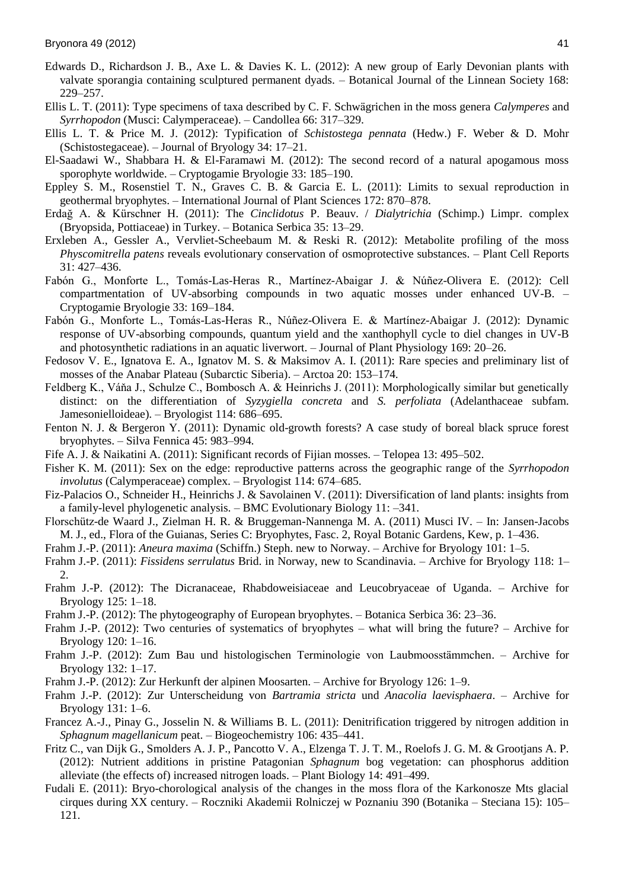Edwards D., Richardson J. B., Axe L. & Davies K. L. (2012): A new group of Early Devonian plants with valvate sporangia containing sculptured permanent dyads. – Botanical Journal of the Linnean Society 168: 229–257.

Ellis L. T. (2011): Type specimens of taxa described by C. F. Schwägrichen in the moss genera *Calymperes* and *Syrrhopodon* (Musci: Calymperaceae). – Candollea 66: 317–329.

Ellis L. T. & Price M. J. (2012): Typification of *Schistostega pennata* (Hedw.) F. Weber & D. Mohr (Schistostegaceae). – Journal of Bryology 34: 17–21.

El-Saadawi W., Shabbara H. & El-Faramawi M. (2012): The second record of a natural apogamous moss sporophyte worldwide. – Cryptogamie Bryologie 33: 185–190.

Eppley S. M., Rosenstiel T. N., Graves C. B. & Garcia E. L. (2011): Limits to sexual reproduction in geothermal bryophytes. – International Journal of Plant Sciences 172: 870–878.

Erdağ A. & Kürschner H. (2011): The *Cinclidotus* P. Beauv. / *Dialytrichia* (Schimp.) Limpr. complex (Bryopsida, Pottiaceae) in Turkey. – Botanica Serbica 35: 13–29.

Erxleben A., Gessler A., Vervliet-Scheebaum M. & Reski R. (2012): Metabolite profiling of the moss *Physcomitrella patens* reveals evolutionary conservation of osmoprotective substances. – Plant Cell Reports 31: 427–436.

Fabón G., Monforte L., Tomás-Las-Heras R., Martínez-Abaigar J. & Núñez-Olivera E. (2012): Cell compartmentation of UV-absorbing compounds in two aquatic mosses under enhanced UV-B. – Cryptogamie Bryologie 33: 169–184.

Fabón G., Monforte L., Tomás-Las-Heras R., Núñez-Olivera E. & Martínez-Abaigar J. (2012): Dynamic response of UV-absorbing compounds, quantum yield and the xanthophyll cycle to diel changes in UV-B and photosynthetic radiations in an aquatic liverwort. – Journal of Plant Physiology 169: 20–26.

Fedosov V. E., Ignatova E. A., Ignatov M. S. & Maksimov A. I. (2011): Rare species and preliminary list of mosses of the Anabar Plateau (Subarctic Siberia). – Arctoa 20: 153–174.

Feldberg K., Váňa J., Schulze C., Bombosch A. & Heinrichs J. (2011): Morphologically similar but genetically distinct: on the differentiation of *Syzygiella concreta* and *S. perfoliata* (Adelanthaceae subfam. Jamesonielloideae). – Bryologist 114: 686–695.

Fenton N. J. & Bergeron Y. (2011): Dynamic old-growth forests? A case study of boreal black spruce forest bryophytes. – Silva Fennica 45: 983–994.

Fife A. J. & Naikatini A. (2011): Significant records of Fijian mosses. – Telopea 13: 495–502.

Fisher K. M. (2011): Sex on the edge: reproductive patterns across the geographic range of the *Syrrhopodon involutus* (Calymperaceae) complex. – Bryologist 114: 674–685.

Fiz-Palacios O., Schneider H., Heinrichs J. & Savolainen V. (2011): Diversification of land plants: insights from a family-level phylogenetic analysis. – BMC Evolutionary Biology 11: –341.

Florschütz-de Waard J., Zielman H. R. & Bruggeman-Nannenga M. A. (2011) Musci IV. – In: Jansen-Jacobs M. J., ed., Flora of the Guianas, Series C: Bryophytes, Fasc. 2, Royal Botanic Gardens, Kew, p. 1–436.

Frahm J.-P. (2011): *Aneura maxima* (Schiffn.) Steph. new to Norway. – Archive for Bryology 101: 1–5.

Frahm J.-P. (2011): *Fissidens serrulatus* Brid. in Norway, new to Scandinavia. – Archive for Bryology 118: 1–2.

Frahm J.-P. (2012): The Dicranaceae, Rhabdoweisiaceae and Leucobryaceae of Uganda. – Archive for Bryology 125: 1–18.

Frahm J.-P. (2012): The phytogeography of European bryophytes. – Botanica Serbica 36: 23–36.

Frahm J.-P. (2012): Two centuries of systematics of bryophytes – what will bring the future? – Archive for Bryology 120: 1–16.

Frahm J.-P. (2012): Zum Bau und histologischen Terminologie von Laubmoosstämmchen. – Archive for Bryology 132: 1–17.

Frahm J.-P. (2012): Zur Herkunft der alpinen Moosarten. – Archive for Bryology 126: 1–9.

Frahm J.-P. (2012): Zur Unterscheidung von *Bartramia stricta* und *Anacolia laevisphaera*. – Archive for Bryology 131: 1–6.

Francez A.-J., Pinay G., Josselin N. & Williams B. L. (2011): Denitrification triggered by nitrogen addition in *Sphagnum magellanicum* peat. – Biogeochemistry 106: 435–441.

Fritz C., van Dijk G., Smolders A. J. P., Pancotto V. A., Elzenga T. J. T. M., Roelofs J. G. M. & Grootjans A. P. (2012): Nutrient additions in pristine Patagonian *Sphagnum* bog vegetation: can phosphorus addition alleviate (the effects of) increased nitrogen loads. – Plant Biology 14: 491–499.

Fudali E. (2011): Bryo-chorological analysis of the changes in the moss flora of the Karkonosze Mts glacial cirques during XX century. – Roczniki Akademii Rolniczej w Poznaniu 390 (Botanika – Steciana 15): 105–121.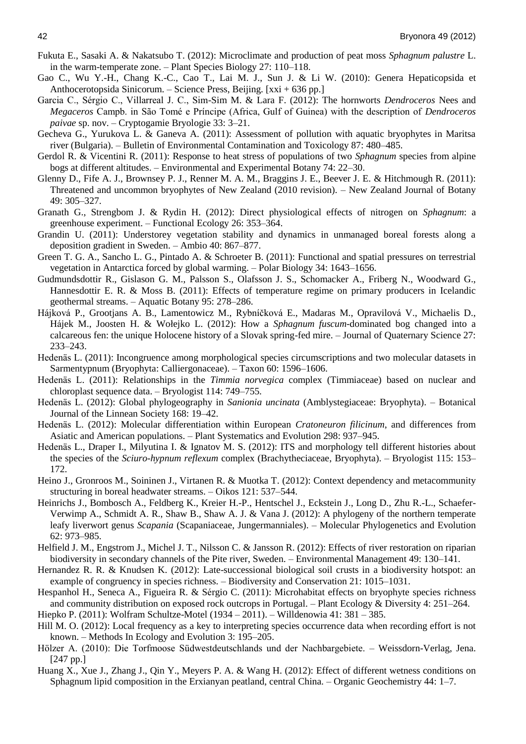Fukuta E., Sasaki A. & Nakatsubo T. (2012): Microclimate and production of peat moss *Sphagnum palustre* L. in the warm-temperate zone. – Plant Species Biology 27: 110–118.

Gao C., Wu Y.-H., Chang K.-C., Cao T., Lai M. J., Sun J. & Li W. (2010): Genera Hepaticopsida et Anthocerotopsida Sinicorum. – Science Press, Beijing. [xxi + 636 pp.]

Garcia C., Sérgio C., Villarreal J. C., Sim-Sim M. & Lara F. (2012): The hornworts *Dendroceros* Nees and *Megaceros* Campb. in São Tomé e Príncipe (Africa, Gulf of Guinea) with the description of *Dendroceros paivae* sp. nov. – Cryptogamie Bryologie 33: 3–21.

Gecheva G., Yurukova L. & Ganeva A. (2011): Assessment of pollution with aquatic bryophytes in Maritsa river (Bulgaria). – Bulletin of Environmental Contamination and Toxicology 87: 480–485.

Gerdol R. & Vicentini R. (2011): Response to heat stress of populations of two *Sphagnum* species from alpine bogs at different altitudes. – Environmental and Experimental Botany 74: 22–30.

Glenny D., Fife A. J., Brownsey P. J., Renner M. A. M., Braggins J. E., Beever J. E. & Hitchmough R. (2011): Threatened and uncommon bryophytes of New Zealand (2010 revision). – New Zealand Journal of Botany 49: 305–327.

Granath G., Strengbom J. & Rydin H. (2012): Direct physiological effects of nitrogen on *Sphagnum*: a greenhouse experiment. – Functional Ecology 26: 353–364.

Grandin U. (2011): Understorey vegetation stability and dynamics in unmanaged boreal forests along a deposition gradient in Sweden. – Ambio 40: 867–877.

Green T. G. A., Sancho L. G., Pintado A. & Schroeter B. (2011): Functional and spatial pressures on terrestrial vegetation in Antarctica forced by global warming. – Polar Biology 34: 1643–1656.

Gudmundsdottir R., Gislason G. M., Palsson S., Olafsson J. S., Schomacker A., Friberg N., Woodward G., Hannesdottir E. R. & Moss B. (2011): Effects of temperature regime on primary producers in Icelandic geothermal streams. – Aquatic Botany 95: 278–286.

Hájková P., Grootjans A. B., Lamentowicz M., Rybníčková E., Madaras M., Opravilová V., Michaelis D., Hájek M., Joosten H. & Wołejko L. (2012): How a *Sphagnum fuscum*-dominated bog changed into a calcareous fen: the unique Holocene history of a Slovak spring-fed mire. – Journal of Quaternary Science 27: 233–243.

Hedenäs L. (2011): Incongruence among morphological species circumscriptions and two molecular datasets in Sarmentypnum (Bryophyta: Calliergonaceae). – Taxon 60: 1596–1606.

Hedenäs L. (2011): Relationships in the *Timmia norvegica* complex (Timmiaceae) based on nuclear and chloroplast sequence data. – Bryologist 114: 749–755.

Hedenäs L. (2012): Global phylogeography in *Sanionia uncinata* (Amblystegiaceae: Bryophyta). – Botanical Journal of the Linnean Society 168: 19–42.

Hedenäs L. (2012): Molecular differentiation within European *Cratoneuron filicinum*, and differences from Asiatic and American populations. – Plant Systematics and Evolution 298: 937–945.

Hedenäs L., Draper I., Milyutina I. & Ignatov M. S. (2012): ITS and morphology tell different histories about the species of the *Sciuro-hypnum reflexum* complex (Brachytheciaceae, Bryophyta). – Bryologist 115: 153–172.

Heino J., Gronroos M., Soininen J., Virtanen R. & Muotka T. (2012): Context dependency and metacommunity structuring in boreal headwater streams. – Oikos 121: 537–544.

Heinrichs J., Bombosch A., Feldberg K., Kreier H.-P., Hentschel J., Eckstein J., Long D., Zhu R.-L., Schaefer-Verwimp A., Schmidt A. R., Shaw B., Shaw A. J. & Vana J. (2012): A phylogeny of the northern temperate leafy liverwort genus *Scapania* (Scapaniaceae, Jungermanniales). – Molecular Phylogenetics and Evolution 62: 973–985.

Helfield J. M., Engstrom J., Michel J. T., Nilsson C. & Jansson R. (2012): Effects of river restoration on riparian biodiversity in secondary channels of the Pite river, Sweden. – Environmental Management 49: 130–141.

Hernandez R. R. & Knudsen K. (2012): Late-successional biological soil crusts in a biodiversity hotspot: an example of congruency in species richness. – Biodiversity and Conservation 21: 1015–1031.

Hespanhol H., Seneca A., Figueira R. & Sérgio C. (2011): Microhabitat effects on bryophyte species richness and community distribution on exposed rock outcrops in Portugal. – Plant Ecology & Diversity 4: 251–264.

Hiepko P. (2011): Wolfram Schultze-Motel (1934 – 2011). – Willdenowia 41: 381 – 385.

Hill M. O. (2012): Local frequency as a key to interpreting species occurrence data when recording effort is not known. – Methods In Ecology and Evolution 3: 195–205.

Hölzer A. (2010): Die Torfmoose Südwestdeutschlands und der Nachbargebiete. – Weissdorn-Verlag, Jena. [247 pp.]

Huang X., Xue J., Zhang J., Qin Y., Meyers P. A. & Wang H. (2012): Effect of different wetness conditions on Sphagnum lipid composition in the Erxianyan peatland, central China. – Organic Geochemistry 44: 1–7.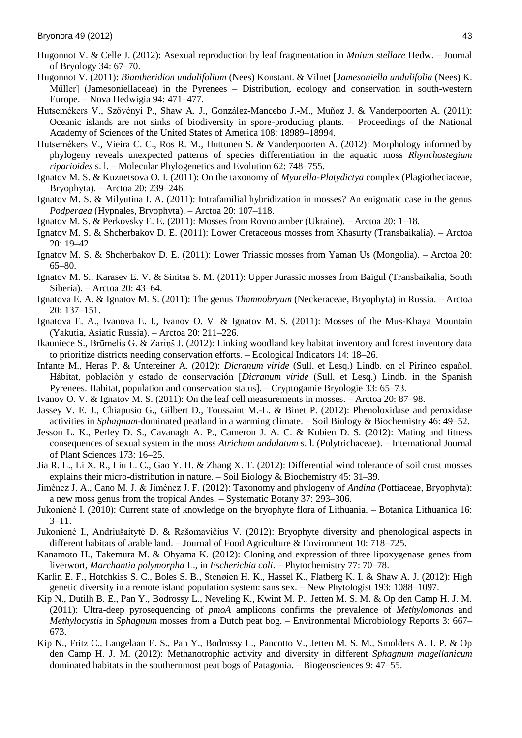Hugonnot V. & Celle J. (2012): Asexual reproduction by leaf fragmentation in *Mnium stellare* Hedw. – Journal of Bryology 34: 67–70.

Hugonnot V. (2011): *Biantheridion undulifolium* (Nees) Konstant. & Vilnet [*Jamesoniella undulifolia* (Nees) K. Müller] (Jamesoniellaceae) in the Pyrenees – Distribution, ecology and conservation in south-western Europe. – Nova Hedwigia 94: 471–477.

Hutsemékers V., Szövényi P., Shaw A. J., González-Mancebo J.-M., Muñoz J. & Vanderpoorten A. (2011): Oceanic islands are not sinks of biodiversity in spore-producing plants. – Proceedings of the National Academy of Sciences of the United States of America 108: 18989–18994.

Hutsemékers V., Vieira C. C., Ros R. M., Huttunen S. & Vanderpoorten A. (2012): Morphology informed by phylogeny reveals unexpected patterns of species differentiation in the aquatic moss *Rhynchostegium riparioides* s. l. – Molecular Phylogenetics and Evolution 62: 748–755.

Ignatov M. S. & Kuznetsova O. I. (2011): On the taxonomy of *Myurella-Platydictya* complex (Plagiotheciaceae, Bryophyta). – Arctoa 20: 239–246.

Ignatov M. S. & Milyutina I. A. (2011): Intrafamilial hybridization in mosses? An enigmatic case in the genus *Podperaea* (Hypnales, Bryophyta). – Arctoa 20: 107–118.

Ignatov M. S. & Perkovsky E. E. (2011): Mosses from Rovno amber (Ukraine). – Arctoa 20: 1–18.

Ignatov M. S. & Shcherbakov D. E. (2011): Lower Cretaceous mosses from Khasurty (Transbaikalia). – Arctoa 20: 19–42.

Ignatov M. S. & Shcherbakov D. E. (2011): Lower Triassic mosses from Yaman Us (Mongolia). – Arctoa 20: 65–80.

Ignatov M. S., Karasev E. V. & Sinitsa S. M. (2011): Upper Jurassic mosses from Baigul (Transbaikalia, South Siberia). – Arctoa 20: 43–64.

Ignatova E. A. & Ignatov M. S. (2011): The genus *Thamnobryum* (Neckeraceae, Bryophyta) in Russia. – Arctoa 20: 137–151.

Ignatova E. A., Ivanova E. I., Ivanov O. V. & Ignatov M. S. (2011): Mosses of the Mus-Khaya Mountain (Yakutia, Asiatic Russia). – Arctoa 20: 211–226.

Ikauniece S., Brūmelis G. & Zariņš J. (2012): Linking woodland key habitat inventory and forest inventory data to prioritize districts needing conservation efforts. – Ecological Indicators 14: 18–26.

Infante M., Heras P. & Untereiner A. (2012): *Dicranum viride* (Sull. et Lesq.) Lindb. en el Pirineo español. Hábitat, población y estado de conservación [*Dicranum viride* (Sull. et Lesq.) Lindb. in the Spanish Pyrenees. Habitat, population and conservation status]. – Cryptogamie Bryologie 33: 65–73.

Ivanov O. V. & Ignatov M. S. (2011): On the leaf cell measurements in mosses. – Arctoa 20: 87–98.

Jassey V. E. J., Chiapusio G., Gilbert D., Toussaint M.-L. & Binet P. (2012): Phenoloxidase and peroxidase activities in *Sphagnum*-dominated peatland in a warming climate. – Soil Biology & Biochemistry 46: 49–52.

Jesson L. K., Perley D. S., Cavanagh A. P., Cameron J. A. C. & Kubien D. S. (2012): Mating and fitness consequences of sexual system in the moss *Atrichum undulatum* s. l. (Polytrichaceae). – International Journal of Plant Sciences 173: 16–25.

Jia R. L., Li X. R., Liu L. C., Gao Y. H. & Zhang X. T. (2012): Differential wind tolerance of soil crust mosses explains their micro-distribution in nature. – Soil Biology & Biochemistry 45: 31–39.

Jiménez J. A., Cano M. J. & Jiménez J. F. (2012): Taxonomy and phylogeny of *Andina* (Pottiaceae, Bryophyta): a new moss genus from the tropical Andes. – Systematic Botany 37: 293–306.

Jukonienė I. (2010): Current state of knowledge on the bryophyte flora of Lithuania. – Botanica Lithuanica 16: 3–11.

Jukonienė I., Andriušaitytė D. & Rašomavičius V. (2012): Bryophyte diversity and phenological aspects in different habitats of arable land. – Journal of Food Agriculture & Environment 10: 718–725.

Kanamoto H., Takemura M. & Ohyama K. (2012): Cloning and expression of three lipoxygenase genes from liverwort, *Marchantia polymorpha* L., in *Escherichia coli*. – Phytochemistry 77: 70–78.

Karlin E. F., Hotchkiss S. C., Boles S. B., Stenøien H. K., Hassel K., Flatberg K. I. & Shaw A. J. (2012): High genetic diversity in a remote island population system: sans sex. – New Phytologist 193: 1088–1097.

Kip N., Dutilh B. E., Pan Y., Bodrossy L., Neveling K., Kwint M. P., Jetten M. S. M. & Op den Camp H. J. M. (2011): Ultra-deep pyrosequencing of *pmoA* amplicons confirms the prevalence of *Methylomonas* and *Methylocystis* in *Sphagnum* mosses from a Dutch peat bog. – Environmental Microbiology Reports 3: 667–673.

Kip N., Fritz C., Langelaan E. S., Pan Y., Bodrossy L., Pancotto V., Jetten M. S. M., Smolders A. J. P. & Op den Camp H. J. M. (2012): Methanotrophic activity and diversity in different *Sphagnum magellanicum* dominated habitats in the southernmost peat bogs of Patagonia. – Biogeosciences 9: 47–55.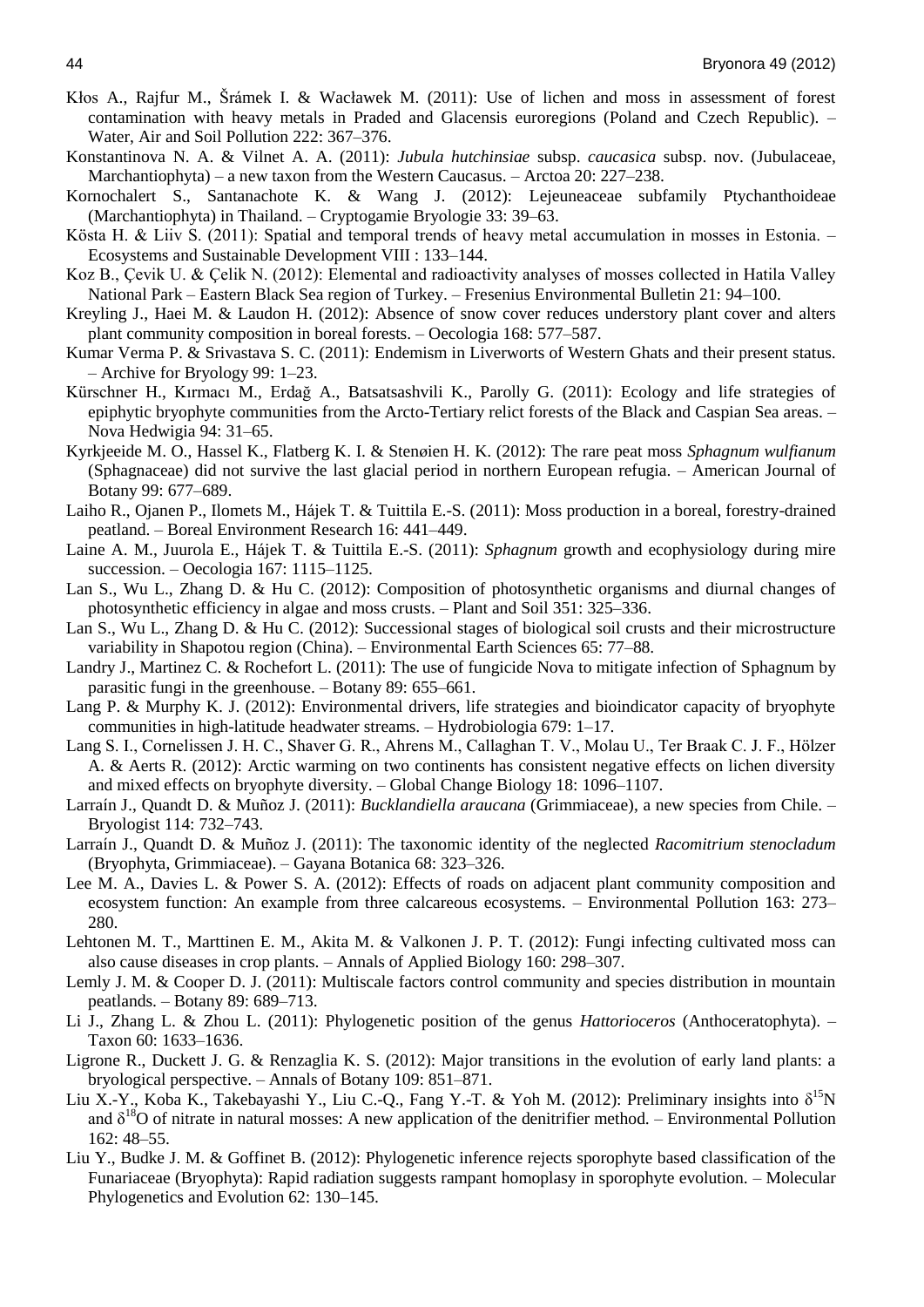Kłos A., Rajfur M., Šrámek I. & Wacławek M. (2011): Use of lichen and moss in assessment of forest contamination with heavy metals in Praded and Glacensis euroregions (Poland and Czech Republic). – Water, Air and Soil Pollution 222: 367–376.

Konstantinova N. A. & Vilnet A. A. (2011): *Jubula hutchinsiae* subsp. *caucasica* subsp. nov. (Jubulaceae, Marchantiophyta) – a new taxon from the Western Caucasus. – Arctoa 20: 227–238.

Kornochalert S., Santanachote K. & Wang J. (2012): Lejeuneaceae subfamily Ptychanthoideae (Marchantiophyta) in Thailand. – Cryptogamie Bryologie 33: 39–63.

Kösta H. & Liiv S. (2011): Spatial and temporal trends of heavy metal accumulation in mosses in Estonia. – Ecosystems and Sustainable Development VIII : 133–144.

Koz B., Çevik U. & Çelik N. (2012): Elemental and radioactivity analyses of mosses collected in Hatila Valley National Park – Eastern Black Sea region of Turkey. – Fresenius Environmental Bulletin 21: 94–100.

Kreyling J., Haei M. & Laudon H. (2012): Absence of snow cover reduces understory plant cover and alters plant community composition in boreal forests. – Oecologia 168: 577–587.

Kumar Verma P. & Srivastava S. C. (2011): Endemism in Liverworts of Western Ghats and their present status. – Archive for Bryology 99: 1–23.

Kürschner H., Kırmacı M., Erdağ A., Batsatsashvili K., Parolly G. (2011): Ecology and life strategies of epiphytic bryophyte communities from the Arcto-Tertiary relict forests of the Black and Caspian Sea areas. – Nova Hedwigia 94: 31–65.

Kyrkjeeide M. O., Hassel K., Flatberg K. I. & Stenøien H. K. (2012): The rare peat moss *Sphagnum wulfianum* (Sphagnaceae) did not survive the last glacial period in northern European refugia. – American Journal of Botany 99: 677–689.

Laiho R., Ojanen P., Ilomets M., Hájek T. & Tuittila E.-S. (2011): Moss production in a boreal, forestry-drained peatland. – Boreal Environment Research 16: 441–449.

Laine A. M., Juurola E., Hájek T. & Tuittila E.-S. (2011): *Sphagnum* growth and ecophysiology during mire succession. – Oecologia 167: 1115–1125.

Lan S., Wu L., Zhang D. & Hu C. (2012): Composition of photosynthetic organisms and diurnal changes of photosynthetic efficiency in algae and moss crusts. – Plant and Soil 351: 325–336.

Lan S., Wu L., Zhang D. & Hu C. (2012): Successional stages of biological soil crusts and their microstructure variability in Shapotou region (China). – Environmental Earth Sciences 65: 77–88.

Landry J., Martinez C. & Rochefort L. (2011): The use of fungicide Nova to mitigate infection of Sphagnum by parasitic fungi in the greenhouse. – Botany 89: 655–661.

Lang P. & Murphy K. J. (2012): Environmental drivers, life strategies and bioindicator capacity of bryophyte communities in high-latitude headwater streams. – Hydrobiologia 679: 1–17.

Lang S. I., Cornelissen J. H. C., Shaver G. R., Ahrens M., Callaghan T. V., Molau U., Ter Braak C. J. F., Hölzer A. & Aerts R. (2012): Arctic warming on two continents has consistent negative effects on lichen diversity and mixed effects on bryophyte diversity. – Global Change Biology 18: 1096–1107.

Larraín J., Quandt D. & Muñoz J. (2011): *Bucklandiella araucana* (Grimmiaceae), a new species from Chile. – Bryologist 114: 732–743.

Larraín J., Quandt D. & Muñoz J. (2011): The taxonomic identity of the neglected *Racomitrium stenocladum* (Bryophyta, Grimmiaceae). – Gayana Botanica 68: 323–326.

Lee M. A., Davies L. & Power S. A. (2012): Effects of roads on adjacent plant community composition and ecosystem function: An example from three calcareous ecosystems. – Environmental Pollution 163: 273–280.

Lehtonen M. T., Marttinen E. M., Akita M. & Valkonen J. P. T. (2012): Fungi infecting cultivated moss can also cause diseases in crop plants. – Annals of Applied Biology 160: 298–307.

Lemly J. M. & Cooper D. J. (2011): Multiscale factors control community and species distribution in mountain peatlands. – Botany 89: 689–713.

Li J., Zhang L. & Zhou L. (2011): Phylogenetic position of the genus *Hattorioceros* (Anthocerotophyta). – Taxon 60: 1633–1636.

Ligrone R., Duckett J. G. & Renzaglia K. S. (2012): Major transitions in the evolution of early land plants: a bryological perspective. – Annals of Botany 109: 851–871.

Liu X.-Y., Koba K., Takebayashi Y., Liu C.-Q., Fang Y.-T. & Yoh M. (2012): Preliminary insights into $\delta^{15}$N and $\delta^{18}$O of nitrate in natural mosses: A new application of the denitrifier method. – Environmental Pollution 162: 48–55.

Liu Y., Budke J. M. & Goffinet B. (2012): Phylogenetic inference rejects sporophyte based classification of the Funariaceae (Bryophyta): Rapid radiation suggests rampant homoplasy in sporophyte evolution. – Molecular Phylogenetics and Evolution 62: 130–145.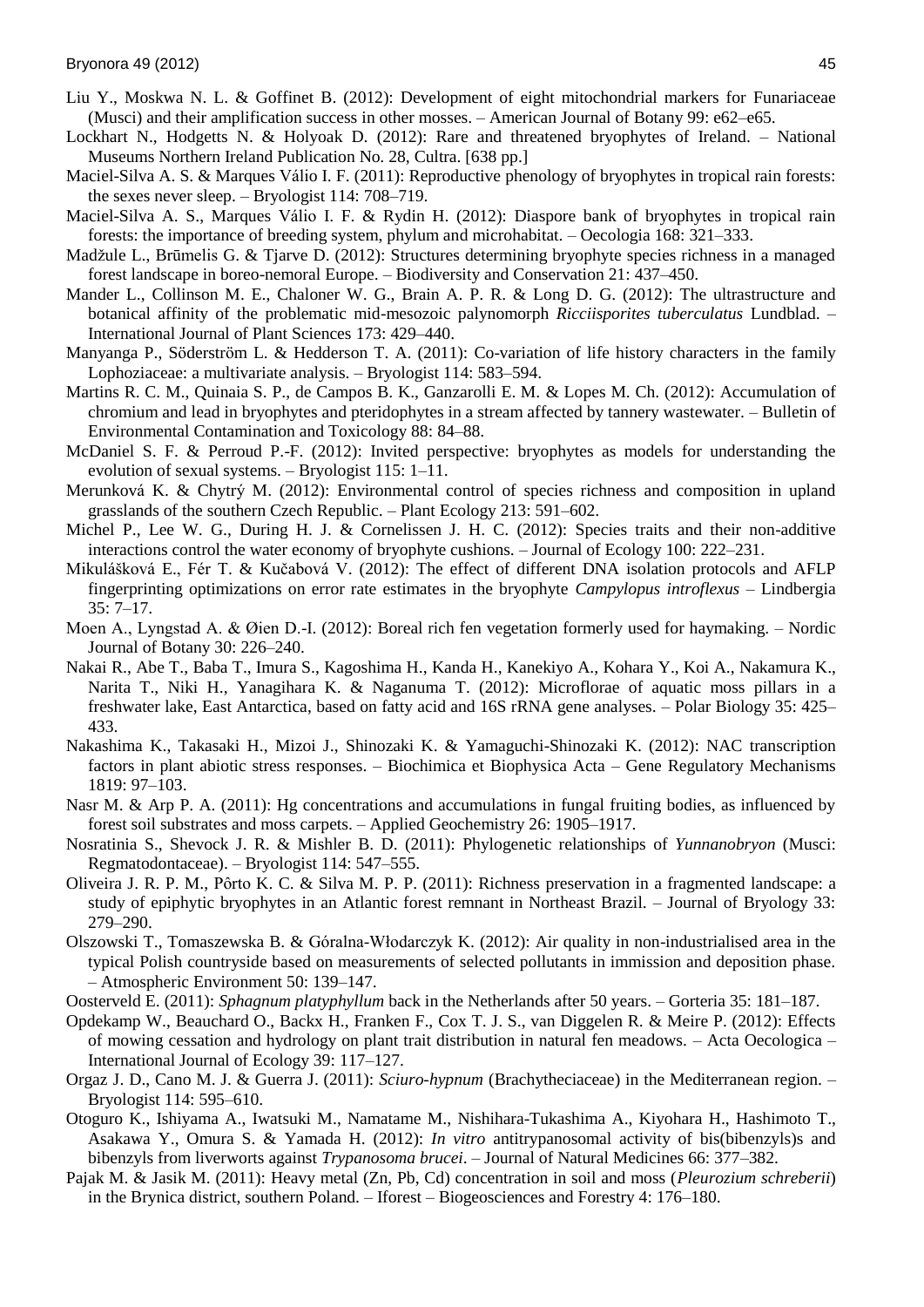Liu Y., Moskwa N. L. & Goffinet B. (2012): Development of eight mitochondrial markers for Funariaceae (Musci) and their amplification success in other mosses. – American Journal of Botany 99: e62–e65.

Lockhart N., Hodgetts N. & Holyoak D. (2012): Rare and threatened bryophytes of Ireland. – National Museums Northern Ireland Publication No. 28, Cultra. [638 pp.]

Maciel-Silva A. S. & Marques Válio I. F. (2011): Reproductive phenology of bryophytes in tropical rain forests: the sexes never sleep. – Bryologist 114: 708–719.

Maciel-Silva A. S., Marques Válio I. F. & Rydin H. (2012): Diaspore bank of bryophytes in tropical rain forests: the importance of breeding system, phylum and microhabitat. – Oecologia 168: 321–333.

Madžule L., Brūmelis G. & Tjarve D. (2012): Structures determining bryophyte species richness in a managed forest landscape in boreo-nemoral Europe. – Biodiversity and Conservation 21: 437–450.

Mander L., Collinson M. E., Chaloner W. G., Brain A. P. R. & Long D. G. (2012): The ultrastructure and botanical affinity of the problematic mid-mesozoic palynomorph *Ricciisporites tuberculatus* Lundblad. – International Journal of Plant Sciences 173: 429–440.

Manyanga P., Söderström L. & Hedderson T. A. (2011): Co-variation of life history characters in the family Lophoziaceae: a multivariate analysis. – Bryologist 114: 583–594.

Martins R. C. M., Quinaia S. P., de Campos B. K., Ganzarolli E. M. & Lopes M. Ch. (2012): Accumulation of chromium and lead in bryophytes and pteridophytes in a stream affected by tannery wastewater. – Bulletin of Environmental Contamination and Toxicology 88: 84–88.

McDaniel S. F. & Perroud P.-F. (2012): Invited perspective: bryophytes as models for understanding the evolution of sexual systems. – Bryologist 115: 1–11.

Merunková K. & Chytrý M. (2012): Environmental control of species richness and composition in upland grasslands of the southern Czech Republic. – Plant Ecology 213: 591–602.

Michel P., Lee W. G., During H. J. & Cornelissen J. H. C. (2012): Species traits and their non-additive interactions control the water economy of bryophyte cushions. – Journal of Ecology 100: 222–231.

Mikulášková E., Fér T. & Kučabová V. (2012): The effect of different DNA isolation protocols and AFLP fingerprinting optimizations on error rate estimates in the bryophyte *Campylopus introflexus* – Lindbergia 35: 7–17.

Moen A., Lyngstad A. & Øien D.-I. (2012): Boreal rich fen vegetation formerly used for haymaking. – Nordic Journal of Botany 30: 226–240.

Nakai R., Abe T., Baba T., Imura S., Kagoshima H., Kanda H., Kanekiyo A., Kohara Y., Koi A., Nakamura K., Narita T., Niki H., Yanagihara K. & Naganuma T. (2012): Microflorae of aquatic moss pillars in a freshwater lake, East Antarctica, based on fatty acid and 16S rRNA gene analyses. – Polar Biology 35: 425–433.

Nakashima K., Takasaki H., Mizoi J., Shinozaki K. & Yamaguchi-Shinozaki K. (2012): NAC transcription factors in plant abiotic stress responses. – Biochimica et Biophysica Acta – Gene Regulatory Mechanisms 1819: 97–103.

Nasr M. & Arp P. A. (2011): Hg concentrations and accumulations in fungal fruiting bodies, as influenced by forest soil substrates and moss carpets. – Applied Geochemistry 26: 1905–1917.

Nosratinia S., Shevock J. R. & Mishler B. D. (2011): Phylogenetic relationships of *Yunnanobryon* (Musci: Regmatodontaceae). – Bryologist 114: 547–555.

Oliveira J. R. P. M., Pôrto K. C. & Silva M. P. P. (2011): Richness preservation in a fragmented landscape: a study of epiphytic bryophytes in an Atlantic forest remnant in Northeast Brazil. – Journal of Bryology 33: 279–290.

Olszowski T., Tomaszewska B. & Góralna-Włodarczyk K. (2012): Air quality in non-industrialised area in the typical Polish countryside based on measurements of selected pollutants in immission and deposition phase. – Atmospheric Environment 50: 139–147.

Oosterveld E. (2011): *Sphagnum platyphyllum* back in the Netherlands after 50 years. – Gorteria 35: 181–187.

Opdekamp W., Beauchard O., Backx H., Franken F., Cox T. J. S., van Diggelen R. & Meire P. (2012): Effects of mowing cessation and hydrology on plant trait distribution in natural fen meadows. – Acta Oecologica – International Journal of Ecology 39: 117–127.

Orgaz J. D., Cano M. J. & Guerra J. (2011): *Sciuro-hypnum* (Brachytheciaceae) in the Mediterranean region. – Bryologist 114: 595–610.

Otoguro K., Ishiyama A., Iwatsuki M., Namatame M., Nishihara-Tukashima A., Kiyohara H., Hashimoto T., Asakawa Y., Omura S. & Yamada H. (2012): *In vitro* antitrypanosomal activity of bis(bibenzyls)s and bibenzyls from liverworts against *Trypanosoma brucei*. – Journal of Natural Medicines 66: 377–382.

Pajak M. & Jasik M. (2011): Heavy metal (Zn, Pb, Cd) concentration in soil and moss (*Pleurozium schreberii*) in the Brynica district, southern Poland. – Iforest – Biogeosciences and Forestry 4: 176–180.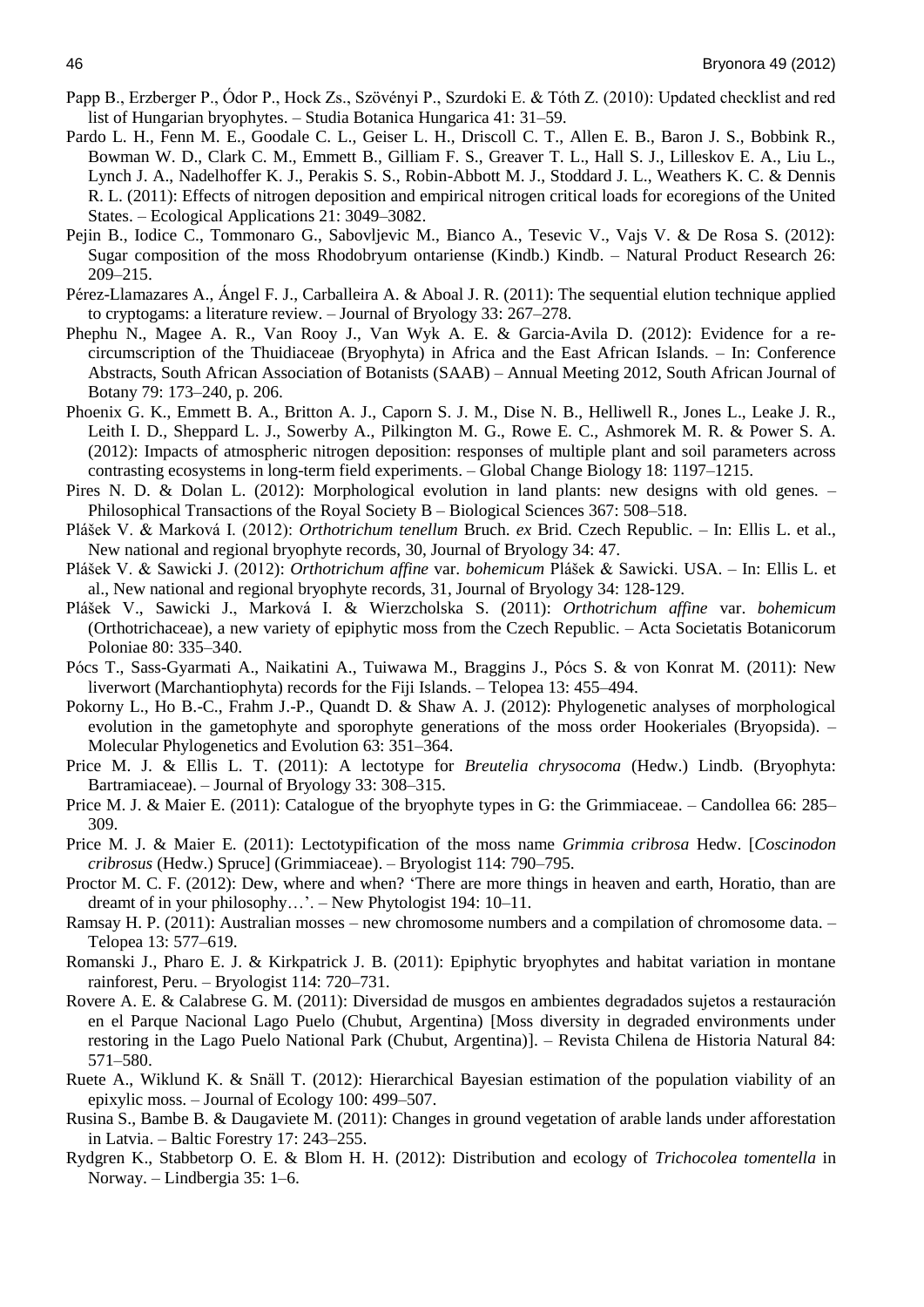Papp B., Erzberger P., Ódor P., Hock Zs., Szövényi P., Szurdoki E. & Tóth Z. (2010): Updated checklist and red list of Hungarian bryophytes. – Studia Botanica Hungarica 41: 31–59.

Pardo L. H., Fenn M. E., Goodale C. L., Geiser L. H., Driscoll C. T., Allen E. B., Baron J. S., Bobbink R., Bowman W. D., Clark C. M., Emmett B., Gilliam F. S., Greaver T. L., Hall S. J., Lilleskov E. A., Liu L., Lynch J. A., Nadelhoffer K. J., Perakis S. S., Robin-Abbott M. J., Stoddard J. L., Weathers K. C. & Dennis R. L. (2011): Effects of nitrogen deposition and empirical nitrogen critical loads for ecoregions of the United States. – Ecological Applications 21: 3049–3082.

Pejin B., Iodice C., Tommonaro G., Sabovljevic M., Bianco A., Tesevic V., Vajs V. & De Rosa S. (2012): Sugar composition of the moss Rhodobryum ontariense (Kindb.) Kindb. – Natural Product Research 26: 209–215.

Pérez-Llamazares A., Ángel F. J., Carballeira A. & Aboal J. R. (2011): The sequential elution technique applied to cryptogams: a literature review. – Journal of Bryology 33: 267–278.

Phephu N., Magee A. R., Van Rooy J., Van Wyk A. E. & Garcia-Avila D. (2012): Evidence for a re-circumscription of the Thuidiaceae (Bryophyta) in Africa and the East African Islands. – In: Conference Abstracts, South African Association of Botanists (SAAB) – Annual Meeting 2012, South African Journal of Botany 79: 173–240, p. 206.

Phoenix G. K., Emmett B. A., Britton A. J., Caporn S. J. M., Dise N. B., Helliwell R., Jones L., Leake J. R., Leith I. D., Sheppard L. J., Sowerby A., Pilkington M. G., Rowe E. C., Ashmorek M. R. & Power S. A. (2012): Impacts of atmospheric nitrogen deposition: responses of multiple plant and soil parameters across contrasting ecosystems in long-term field experiments. – Global Change Biology 18: 1197–1215.

Pires N. D. & Dolan L. (2012): Morphological evolution in land plants: new designs with old genes. – Philosophical Transactions of the Royal Society B – Biological Sciences 367: 508–518.

Plášek V. & Marková I. (2012): *Orthotrichum tenellum* Bruch. *ex* Brid. Czech Republic. – In: Ellis L. et al., New national and regional bryophyte records, 30, Journal of Bryology 34: 47.

Plášek V. & Sawicki J. (2012): *Orthotrichum affine* var. *bohemicum* Plášek & Sawicki. USA. – In: Ellis L. et al., New national and regional bryophyte records, 31, Journal of Bryology 34: 128-129.

Plášek V., Sawicki J., Marková I. & Wierzcholska S. (2011): *Orthotrichum affine* var. *bohemicum* (Orthotrichaceae), a new variety of epiphytic moss from the Czech Republic. – Acta Societatis Botanicorum Poloniae 80: 335–340.

Pócs T., Sass-Gyarmati A., Naikatini A., Tuiwawa M., Braggins J., Pócs S. & von Konrat M. (2011): New liverwort (Marchantiophyta) records for the Fiji Islands. – Telopea 13: 455–494.

Pokorny L., Ho B.-C., Frahm J.-P., Quandt D. & Shaw A. J. (2012): Phylogenetic analyses of morphological evolution in the gametophyte and sporophyte generations of the moss order Hookeriales (Bryopsida). – Molecular Phylogenetics and Evolution 63: 351–364.

Price M. J. & Ellis L. T. (2011): A lectotype for *Breutelia chrysocoma* (Hedw.) Lindb. (Bryophyta: Bartramiaceae). – Journal of Bryology 33: 308–315.

Price M. J. & Maier E. (2011): Catalogue of the bryophyte types in G: the Grimmiaceae. – Candollea 66: 285–309.

Price M. J. & Maier E. (2011): Lectotypification of the moss name *Grimmia cribrosa* Hedw. [*Coscinodon cribrosus* (Hedw.) Spruce] (Grimmiaceae). – Bryologist 114: 790–795.

Proctor M. C. F. (2012): Dew, where and when? 'There are more things in heaven and earth, Horatio, than are dreamt of in your philosophy…'. – New Phytologist 194: 10–11.

Ramsay H. P. (2011): Australian mosses – new chromosome numbers and a compilation of chromosome data. – Telopea 13: 577–619.

Romanski J., Pharo E. J. & Kirkpatrick J. B. (2011): Epiphytic bryophytes and habitat variation in montane rainforest, Peru. – Bryologist 114: 720–731.

Rovere A. E. & Calabrese G. M. (2011): Diversidad de musgos en ambientes degradados sujetos a restauración en el Parque Nacional Lago Puelo (Chubut, Argentina) [Moss diversity in degraded environments under restoring in the Lago Puelo National Park (Chubut, Argentina)]. – Revista Chilena de Historia Natural 84: 571–580.

Ruete A., Wiklund K. & Snäll T. (2012): Hierarchical Bayesian estimation of the population viability of an epixylic moss. – Journal of Ecology 100: 499–507.

Rusina S., Bambe B. & Daugaviete M. (2011): Changes in ground vegetation of arable lands under afforestation in Latvia. – Baltic Forestry 17: 243–255.

Rydgren K., Stabbetorp O. E. & Blom H. H. (2012): Distribution and ecology of *Trichocolea tomentella* in Norway. – Lindbergia 35: 1–6.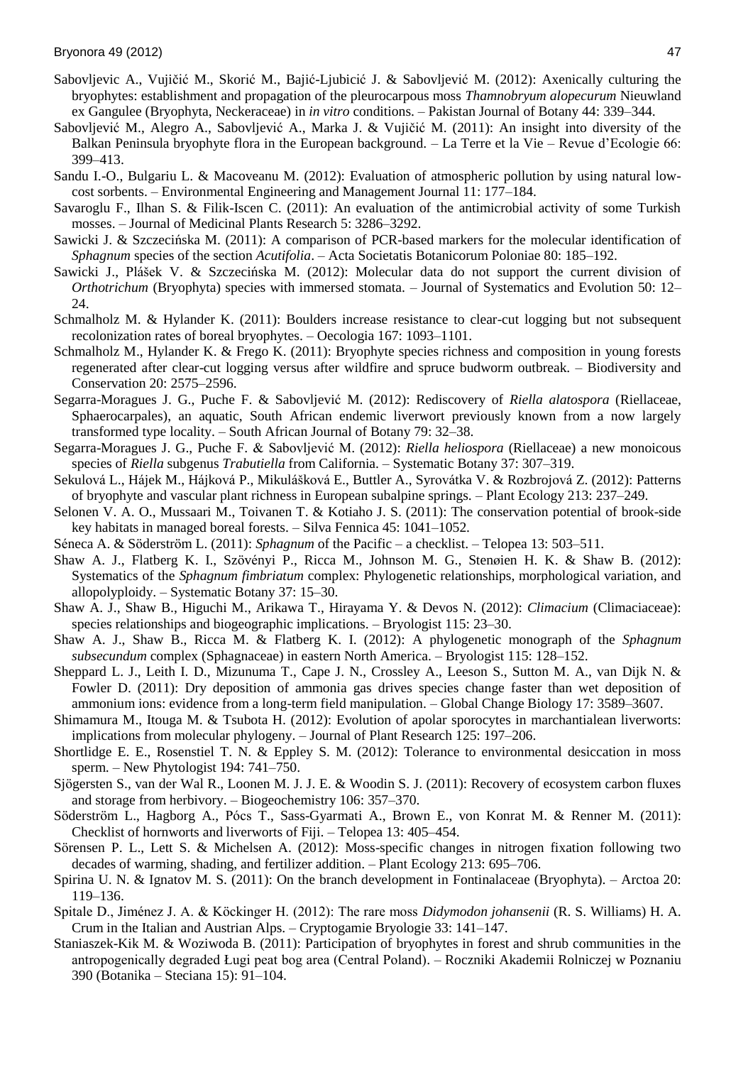Sabovljevic A., Vujičić M., Skorić M., Bajić-Ljubicić J. & Sabovljević M. (2012): Axenically culturing the bryophytes: establishment and propagation of the pleurocarpous moss *Thamnobryum alopecurum* Nieuwland ex Gangulee (Bryophyta, Neckeraceae) in *in vitro* conditions. – Pakistan Journal of Botany 44: 339–344.

Sabovljević M., Alegro A., Sabovljević A., Marka J. & Vujičić M. (2011): An insight into diversity of the Balkan Peninsula bryophyte flora in the European background. – La Terre et la Vie – Revue d'Ecologie 66: 399–413.

Sandu I.-O., Bulgariu L. & Macoveanu M. (2012): Evaluation of atmospheric pollution by using natural low-cost sorbents. – Environmental Engineering and Management Journal 11: 177–184.

Savaroglu F., Ilhan S. & Filik-Iscen C. (2011): An evaluation of the antimicrobial activity of some Turkish mosses. – Journal of Medicinal Plants Research 5: 3286–3292.

Sawicki J. & Szczecińska M. (2011): A comparison of PCR-based markers for the molecular identification of *Sphagnum* species of the section *Acutifolia*. – Acta Societatis Botanicorum Poloniae 80: 185–192.

Sawicki J., Plášek V. & Szczecińska M. (2012): Molecular data do not support the current division of *Orthotrichum* (Bryophyta) species with immersed stomata. – Journal of Systematics and Evolution 50: 12–24.

Schmalholz M. & Hylander K. (2011): Boulders increase resistance to clear-cut logging but not subsequent recolonization rates of boreal bryophytes. – Oecologia 167: 1093–1101.

Schmalholz M., Hylander K. & Frego K. (2011): Bryophyte species richness and composition in young forests regenerated after clear-cut logging versus after wildfire and spruce budworm outbreak. – Biodiversity and Conservation 20: 2575–2596.

Segarra-Moragues J. G., Puche F. & Sabovljević M. (2012): Rediscovery of *Riella alatospora* (Riellaceae, Sphaerocarpales), an aquatic, South African endemic liverwort previously known from a now largely transformed type locality. – South African Journal of Botany 79: 32–38.

Segarra-Moragues J. G., Puche F. & Sabovljević M. (2012): *Riella heliospora* (Riellaceae) a new monoicous species of *Riella* subgenus *Trabutiella* from California. – Systematic Botany 37: 307–319.

Sekulová L., Hájek M., Hájková P., Mikulášková E., Buttler A., Syrovátka V. & Rozbrojová Z. (2012): Patterns of bryophyte and vascular plant richness in European subalpine springs. – Plant Ecology 213: 237–249.

Selonen V. A. O., Mussaari M., Toivanen T. & Kotiaho J. S. (2011): The conservation potential of brook-side key habitats in managed boreal forests. – Silva Fennica 45: 1041–1052.

Séneca A. & Söderström L. (2011): *Sphagnum* of the Pacific – a checklist. – Telopea 13: 503–511.

Shaw A. J., Flatberg K. I., Szövényi P., Ricca M., Johnson M. G., Stenøien H. K. & Shaw B. (2012): Systematics of the *Sphagnum fimbriatum* complex: Phylogenetic relationships, morphological variation, and allopolyploidy. – Systematic Botany 37: 15–30.

Shaw A. J., Shaw B., Higuchi M., Arikawa T., Hirayama Y. & Devos N. (2012): *Climacium* (Climaciaceae): species relationships and biogeographic implications. – Bryologist 115: 23–30.

Shaw A. J., Shaw B., Ricca M. & Flatberg K. I. (2012): A phylogenetic monograph of the *Sphagnum subsecundum* complex (Sphagnaceae) in eastern North America. – Bryologist 115: 128–152.

Sheppard L. J., Leith I. D., Mizunuma T., Cape J. N., Crossley A., Leeson S., Sutton M. A., van Dijk N. & Fowler D. (2011): Dry deposition of ammonia gas drives species change faster than wet deposition of ammonium ions: evidence from a long-term field manipulation. – Global Change Biology 17: 3589–3607.

Shimamura M., Itouga M. & Tsubota H. (2012): Evolution of apolar sporocytes in marchantialean liverworts: implications from molecular phylogeny. – Journal of Plant Research 125: 197–206.

Shortlidge E. E., Rosenstiel T. N. & Eppley S. M. (2012): Tolerance to environmental desiccation in moss sperm. – New Phytologist 194: 741–750.

Sjögersten S., van der Wal R., Loonen M. J. J. E. & Woodin S. J. (2011): Recovery of ecosystem carbon fluxes and storage from herbivory. – Biogeochemistry 106: 357–370.

Söderström L., Hagborg A., Pócs T., Sass-Gyarmati A., Brown E., von Konrat M. & Renner M. (2011): Checklist of hornworts and liverworts of Fiji. – Telopea 13: 405–454.

Sörensen P. L., Lett S. & Michelsen A. (2012): Moss-specific changes in nitrogen fixation following two decades of warming, shading, and fertilizer addition. – Plant Ecology 213: 695–706.

Spirina U. N. & Ignatov M. S. (2011): On the branch development in Fontinalaceae (Bryophyta). – Arctoa 20: 119–136.

Spitale D., Jiménez J. A. & Köckinger H. (2012): The rare moss *Didymodon johansenii* (R. S. Williams) H. A. Crum in the Italian and Austrian Alps. – Cryptogamie Bryologie 33: 141–147.

Staniaszek-Kik M. & Woziwoda B. (2011): Participation of bryophytes in forest and shrub communities in the antropogenically degraded Ługi peat bog area (Central Poland). – Roczniki Akademii Rolniczej w Poznaniu 390 (Botanika – Steciana 15): 91–104.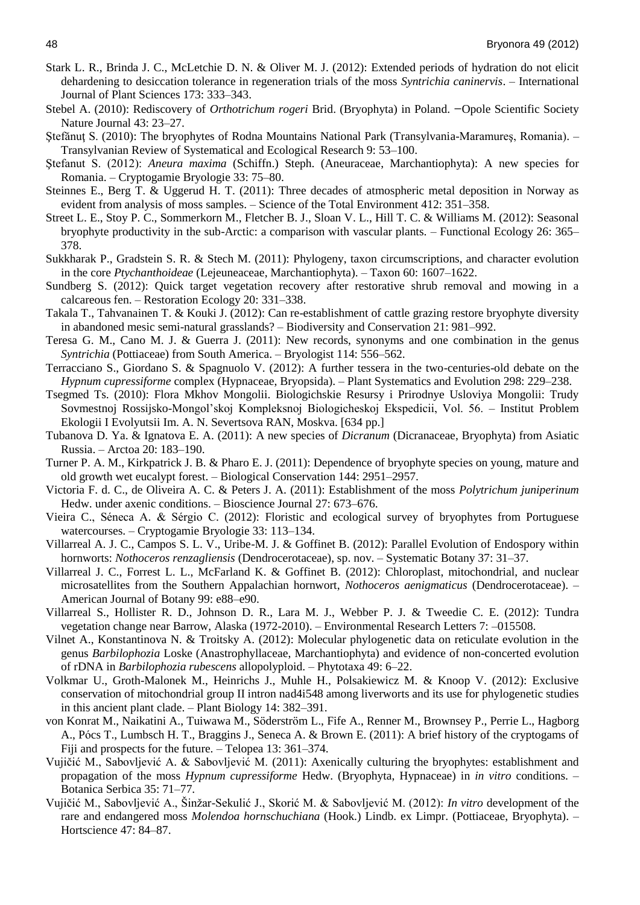Stark L. R., Brinda J. C., McLetchie D. N. & Oliver M. J. (2012): Extended periods of hydration do not elicit dehardening to desiccation tolerance in regeneration trials of the moss *Syntrichia caninervis*. – International Journal of Plant Sciences 173: 333–343.

Stebel A. (2010): Rediscovery of *Orthotrichum rogeri* Brid. (Bryophyta) in Poland. −Opole Scientific Society Nature Journal 43: 23–27.

Ştefănuţ S. (2010): The bryophytes of Rodna Mountains National Park (Transylvania-Maramureş, Romania). – Transylvanian Review of Systematical and Ecological Research 9: 53–100.

Ştefanut S. (2012): *Aneura maxima* (Schiffn.) Steph. (Aneuraceae, Marchantiophyta): A new species for Romania. – Cryptogamie Bryologie 33: 75–80.

Steinnes E., Berg T. & Uggerud H. T. (2011): Three decades of atmospheric metal deposition in Norway as evident from analysis of moss samples. – Science of the Total Environment 412: 351–358.

Street L. E., Stoy P. C., Sommerkorn M., Fletcher B. J., Sloan V. L., Hill T. C. & Williams M. (2012): Seasonal bryophyte productivity in the sub-Arctic: a comparison with vascular plants. – Functional Ecology 26: 365–378.

Sukkharak P., Gradstein S. R. & Stech M. (2011): Phylogeny, taxon circumscriptions, and character evolution in the core *Ptychanthoideae* (Lejeuneaceae, Marchantiophyta). – Taxon 60: 1607–1622.

Sundberg S. (2012): Quick target vegetation recovery after restorative shrub removal and mowing in a calcareous fen. – Restoration Ecology 20: 331–338.

Takala T., Tahvanainen T. & Kouki J. (2012): Can re-establishment of cattle grazing restore bryophyte diversity in abandoned mesic semi-natural grasslands? – Biodiversity and Conservation 21: 981–992.

Teresa G. M., Cano M. J. & Guerra J. (2011): New records, synonyms and one combination in the genus *Syntrichia* (Pottiaceae) from South America. – Bryologist 114: 556–562.

Terracciano S., Giordano S. & Spagnuolo V. (2012): A further tessera in the two-centuries-old debate on the *Hypnum cupressiforme* complex (Hypnaceae, Bryopsida). – Plant Systematics and Evolution 298: 229–238.

Tsegmed Ts. (2010): Flora Mkhov Mongolii. Biologichskie Resursy i Prirodnye Usloviya Mongolii: Trudy Sovmestnoj Rossijsko-Mongol'skoj Kompleksnoj Biologicheskoj Ekspedicii, Vol. 56. – Institut Problem Ekologii I Evolyutsii Im. A. N. Severtsova RAN, Moskva. [634 pp.]

Tubanova D. Ya. & Ignatova E. A. (2011): A new species of *Dicranum* (Dicranaceae, Bryophyta) from Asiatic Russia. – Arctoa 20: 183–190.

Turner P. A. M., Kirkpatrick J. B. & Pharo E. J. (2011): Dependence of bryophyte species on young, mature and old growth wet eucalypt forest. – Biological Conservation 144: 2951–2957.

Victoria F. d. C., de Oliveira A. C. & Peters J. A. (2011): Establishment of the moss *Polytrichum juniperinum* Hedw. under axenic conditions. – Bioscience Journal 27: 673–676.

Vieira C., Séneca A. & Sérgio C. (2012): Floristic and ecological survey of bryophytes from Portuguese watercourses. – Cryptogamie Bryologie 33: 113–134.

Villarreal A. J. C., Campos S. L. V., Uribe-M. J. & Goffinet B. (2012): Parallel Evolution of Endospory within hornworts: *Nothoceros renzagliensis* (Dendrocerotaceae), sp. nov. – Systematic Botany 37: 31–37.

Villarreal J. C., Forrest L. L., McFarland K. & Goffinet B. (2012): Chloroplast, mitochondrial, and nuclear microsatellites from the Southern Appalachian hornwort, *Nothoceros aenigmaticus* (Dendrocerotaceae). – American Journal of Botany 99: e88–e90.

Villarreal S., Hollister R. D., Johnson D. R., Lara M. J., Webber P. J. & Tweedie C. E. (2012): Tundra vegetation change near Barrow, Alaska (1972-2010). – Environmental Research Letters 7: –015508.

Vilnet A., Konstantinova N. & Troitsky A. (2012): Molecular phylogenetic data on reticulate evolution in the genus *Barbilophozia* Loske (Anastrophyllaceae, Marchantiophyta) and evidence of non-concerted evolution of rDNA in *Barbilophozia rubescens* allopolyploid. – Phytotaxa 49: 6–22.

Volkmar U., Groth-Malonek M., Heinrichs J., Muhle H., Polsakiewicz M. & Knoop V. (2012): Exclusive conservation of mitochondrial group II intron nad4i548 among liverworts and its use for phylogenetic studies in this ancient plant clade. – Plant Biology 14: 382–391.

von Konrat M., Naikatini A., Tuiwawa M., Söderström L., Fife A., Renner M., Brownsey P., Perrie L., Hagborg A., Pócs T., Lumbsch H. T., Braggins J., Seneca A. & Brown E. (2011): A brief history of the cryptogams of Fiji and prospects for the future. – Telopea 13: 361–374.

Vujičić M., Sabovljević A. & Sabovljević M. (2011): Axenically culturing the bryophytes: establishment and propagation of the moss *Hypnum cupressiforme* Hedw. (Bryophyta, Hypnaceae) in *in vitro* conditions. – Botanica Serbica 35: 71–77.

Vujičić M., Sabovljević A., Šinžar-Sekulić J., Skorić M. & Sabovljević M. (2012): *In vitro* development of the rare and endangered moss *Molendoa hornschuchiana* (Hook.) Lindb. ex Limpr. (Pottiaceae, Bryophyta). – Hortscience 47: 84–87.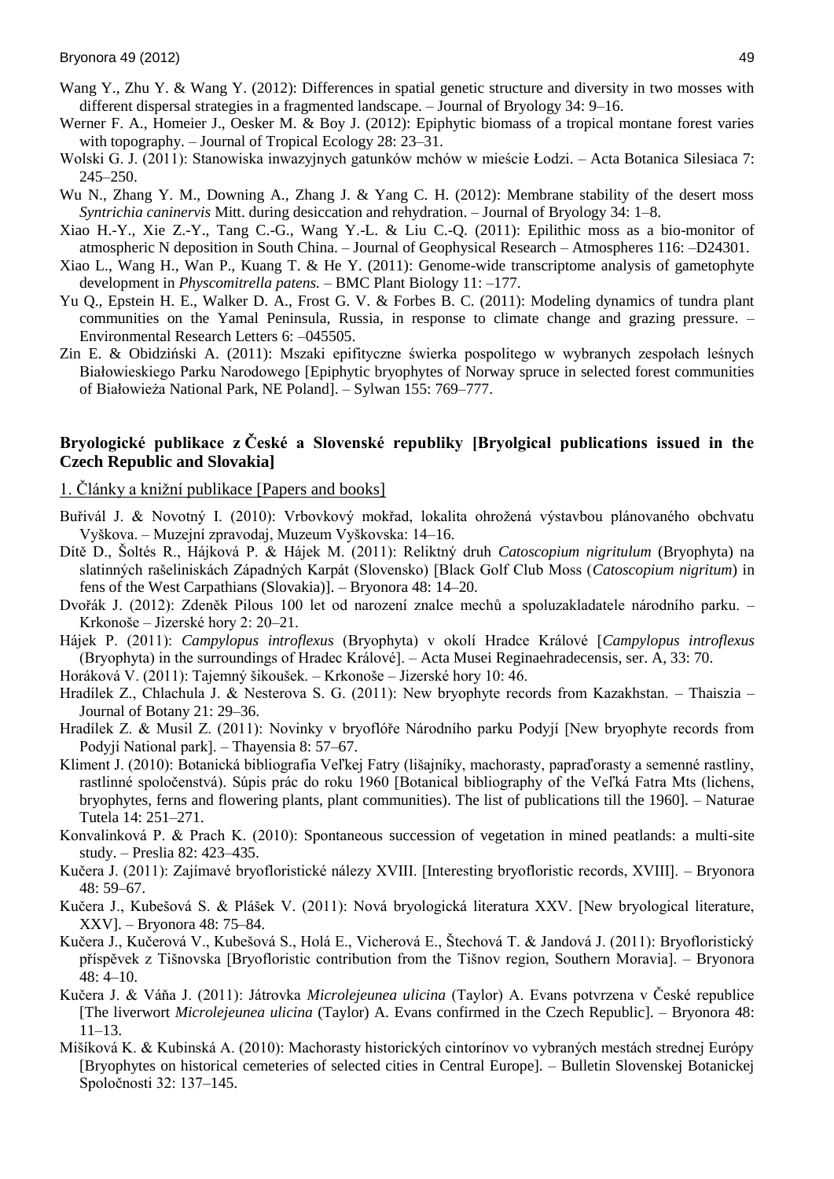Wang Y., Zhu Y. & Wang Y. (2012): Differences in spatial genetic structure and diversity in two mosses with different dispersal strategies in a fragmented landscape. – Journal of Bryology 34: 9–16.

Werner F. A., Homeier J., Oesker M. & Boy J. (2012): Epiphytic biomass of a tropical montane forest varies with topography. – Journal of Tropical Ecology 28: 23–31.

Wolski G. J. (2011): Stanowiska inwazyjnych gatunków mchów w mieście Łodzi. – Acta Botanica Silesiaca 7: 245–250.

Wu N., Zhang Y. M., Downing A., Zhang J. & Yang C. H. (2012): Membrane stability of the desert moss *Syntrichia caninervis* Mitt. during desiccation and rehydration. – Journal of Bryology 34: 1–8.

Xiao H.-Y., Xie Z.-Y., Tang C.-G., Wang Y.-L. & Liu C.-Q. (2011): Epilithic moss as a bio-monitor of atmospheric N deposition in South China. – Journal of Geophysical Research – Atmospheres 116: –D24301.

Xiao L., Wang H., Wan P., Kuang T. & He Y. (2011): Genome-wide transcriptome analysis of gametophyte development in *Physcomitrella patens.* – BMC Plant Biology 11: –177.

Yu Q., Epstein H. E., Walker D. A., Frost G. V. & Forbes B. C. (2011): Modeling dynamics of tundra plant communities on the Yamal Peninsula, Russia, in response to climate change and grazing pressure. – Environmental Research Letters 6: –045505.

Zin E. & Obidziński A. (2011): Mszaki epifityczne świerka pospolitego w wybranych zespołach leśnych Białowieskiego Parku Narodowego [Epiphytic bryophytes of Norway spruce in selected forest communities of Białowieża National Park, NE Poland]. – Sylwan 155: 769–777.

## Bryologické publikace z České a Slovenské republiky [Bryolgical publications issued in the Czech Republic and Slovakia]

### 1. Články a knižní publikace [Papers and books]

Buřivál J. & Novotný I. (2010): Vrbovkový mokřad, lokalita ohrožená výstavbou plánovaného obchvatu Vyškova. – Muzejní zpravodaj, Muzeum Vyškovska: 14–16.

Dítě D., Šoltés R., Hájková P. & Hájek M. (2011): Reliktný druh *Catoscopium nigritulum* (Bryophyta) na slatinných rašeliniskách Západných Karpát (Slovensko) [Black Golf Club Moss (*Catoscopium nigritum*) in fens of the West Carpathians (Slovakia)]. – Bryonora 48: 14–20.

Dvořák J. (2012): Zdeněk Pilous 100 let od narození znalce mechů a spoluzakladatele národního parku. – Krkonoše – Jizerské hory 2: 20–21.

Hájek P. (2011): *Campylopus introflexus* (Bryophyta) v okolí Hradce Králové [*Campylopus introflexus* (Bryophyta) in the surroundings of Hradec Králové]. – Acta Musei Reginaehradecensis, ser. A, 33: 70.

Horáková V. (2011): Tajemný šikoušek. – Krkonoše – Jizerské hory 10: 46.

Hradílek Z., Chlachula J. & Nesterova S. G. (2011): New bryophyte records from Kazakhstan. – Thaiszia – Journal of Botany 21: 29–36.

Hradílek Z. & Musil Z. (2011): Novinky v bryoflóře Národního parku Podyjí [New bryophyte records from Podyjí National park]. – Thayensia 8: 57–67.

Kliment J. (2010): Botanická bibliografia Veľkej Fatry (lišajníky, machorasty, papraďorasty a semenné rastliny, rastlinné spoločenstvá). Súpis prác do roku 1960 [Botanical bibliography of the Veľká Fatra Mts (lichens, bryophytes, ferns and flowering plants, plant communities). The list of publications till the 1960]. – Naturae Tutela 14: 251–271.

Konvalinková P. & Prach K. (2010): Spontaneous succession of vegetation in mined peatlands: a multi-site study. – Preslia 82: 423–435.

Kučera J. (2011): Zajímavé bryofloristické nálezy XVIII. [Interesting bryofloristic records, XVIII]. – Bryonora 48: 59–67.

Kučera J., Kubešová S. & Plášek V. (2011): Nová bryologická literatura XXV. [New bryological literature, XXV]. – Bryonora 48: 75–84.

Kučera J., Kučerová V., Kubešová S., Holá E., Vicherová E., Štechová T. & Jandová J. (2011): Bryofloristický příspěvek z Tišnovska [Bryofloristic contribution from the Tišnov region, Southern Moravia]. – Bryonora 48: 4–10.

Kučera J. & Váňa J. (2011): Játrovka *Microlejeunea ulicina* (Taylor) A. Evans potvrzena v České republice [The liverwort *Microlejeunea ulicina* (Taylor) A. Evans confirmed in the Czech Republic]. – Bryonora 48: 11–13.

Mišíková K. & Kubinská A. (2010): Machorasty historických cintorínov vo vybraných mestách strednej Európy [Bryophytes on historical cemeteries of selected cities in Central Europe]. – Bulletin Slovenskej Botanickej Spoločnosti 32: 137–145.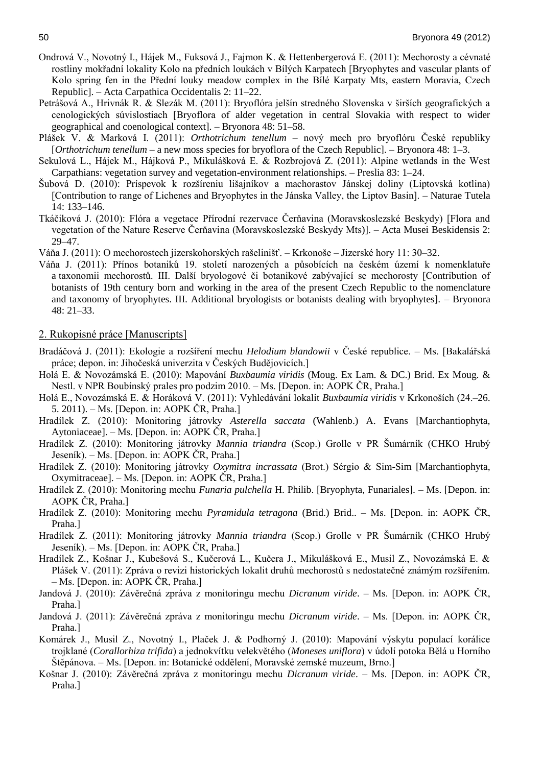Ondrová V., Novotný I., Hájek M., Fuksová J., Fajmon K. & Hettenbergerová E. (2011): Mechorosty a cévnaté rostliny mokřadní lokality Kolo na předních loukách v Bílých Karpatech [Bryophytes and vascular plants of Kolo spring fen in the Přední louky meadow complex in the Bílé Karpaty Mts, eastern Moravia, Czech Republic]. – Acta Carpathica Occidentalis 2: 11–22.

Petrášová A., Hrivnák R. & Slezák M. (2011): Bryoflóra jelšín stredného Slovenska v širších geografických a cenologických súvislostiach [Bryoflora of alder vegetation in central Slovakia with respect to wider geographical and coenological context]. – Bryonora 48: 51–58.

Plášek V. & Marková I. (2011): *Orthotrichum tenellum* – nový mech pro bryoflóru České republiky [*Orthotrichum tenellum* – a new moss species for bryoflora of the Czech Republic]. – Bryonora 48: 1–3.

Sekulová L., Hájek M., Hájková P., Mikulášková E. & Rozbrojová Z. (2011): Alpine wetlands in the West Carpathians: vegetation survey and vegetation-environment relationships. – Preslia 83: 1–24.

Šubová D. (2010): Príspevok k rozšíreniu lišajníkov a machorastov Jánskej doliny (Liptovská kotlina) [Contribution to range of Lichenes and Bryophytes in the Jánska Valley, the Liptov Basin]. – Naturae Tutela 14: 133–146.

Tkáčiková J. (2010): Flóra a vegetace Přírodní rezervace Čerňavina (Moravskoslezské Beskydy) [Flora and vegetation of the Nature Reserve Čerňavina (Moravskoslezské Beskydy Mts)]. – Acta Musei Beskidensis 2: 29–47.

Váňa J. (2011): O mechorostech jizerskohorských rašelinišť. – Krkonoše – Jizerské hory 11: 30–32.

Váňa J. (2011): Přínos botaniků 19. století narozených a působících na českém území k nomenklatuře a taxonomii mechorostů. III. Další bryologové či botanikové zabývající se mechorosty [Contribution of botanists of 19th century born and working in the area of the present Czech Republic to the nomenclature and taxonomy of bryophytes. III. Additional bryologists or botanists dealing with bryophytes]. – Bryonora 48: 21–33.

## 2. Rukopisné práce [Manuscripts]

Bradáčová J. (2011): Ekologie a rozšíření mechu *Helodium blandowii* v České republice. – Ms. [Bakalářská práce; depon. in: Jihočeská univerzita v Českých Budějovicích.]

Holá E. & Novozámská E. (2010): Mapování *Buxbaumia viridis* (Moug. Ex Lam. & DC.) Brid. Ex Moug. & Nestl. v NPR Boubínský prales pro podzim 2010. – Ms. [Depon. in: AOPK ČR, Praha.]

Holá E., Novozámská E. & Horáková V. (2011): Vyhledávání lokalit *Buxbaumia viridis* v Krkonoších (24.–26. 5. 2011). – Ms. [Depon. in: AOPK ČR, Praha.]

Hradílek Z. (2010): Monitoring játrovky *Asterella saccata* (Wahlenb.) A. Evans [Marchantiophyta, Aytoniaceae]. – Ms. [Depon. in: AOPK ČR, Praha.]

Hradílek Z. (2010): Monitoring játrovky *Mannia triandra* (Scop.) Grolle v PR Šumárník (CHKO Hrubý Jeseník). – Ms. [Depon. in: AOPK ČR, Praha.]

Hradílek Z. (2010): Monitoring játrovky *Oxymitra incrassata* (Brot.) Sérgio & Sim-Sim [Marchantiophyta, Oxymitraceae]. – Ms. [Depon. in: AOPK ČR, Praha.]

Hradílek Z. (2010): Monitoring mechu *Funaria pulchella* H. Philib. [Bryophyta, Funariales]. – Ms. [Depon. in: AOPK ČR, Praha.]

Hradílek Z. (2010): Monitoring mechu *Pyramidula tetragona* (Brid.) Brid.. – Ms. [Depon. in: AOPK ČR, Praha.]

Hradílek Z. (2011): Monitoring játrovky *Mannia triandra* (Scop.) Grolle v PR Šumárník (CHKO Hrubý Jeseník). – Ms. [Depon. in: AOPK ČR, Praha.]

Hradílek Z., Košnar J., Kubešová S., Kučerová L., Kučera J., Mikulášková E., Musil Z., Novozámská E. & Plášek V. (2011): Zpráva o revizi historických lokalit druhů mechorostů s nedostatečné známým rozšířením. – Ms. [Depon. in: AOPK ČR, Praha.]

Jandová J. (2010): Závěrečná zpráva z monitoringu mechu *Dicranum viride*. – Ms. [Depon. in: AOPK ČR, Praha.]

Jandová J. (2011): Závěrečná zpráva z monitoringu mechu *Dicranum viride*. – Ms. [Depon. in: AOPK ČR, Praha.]

Komárek J., Musil Z., Novotný I., Plaček J. & Podhorný J. (2010): Mapování výskytu populací korálice trojklané (*Corallorhiza trifida*) a jednokvítku velekvětého (*Moneses uniflora*) v údolí potoka Bělá u Horního Štěpánova. – Ms. [Depon. in: Botanické oddělení, Moravské zemské muzeum, Brno.]

Košnar J. (2010): Závěrečná zpráva z monitoringu mechu *Dicranum viride*. – Ms. [Depon. in: AOPK ČR, Praha.]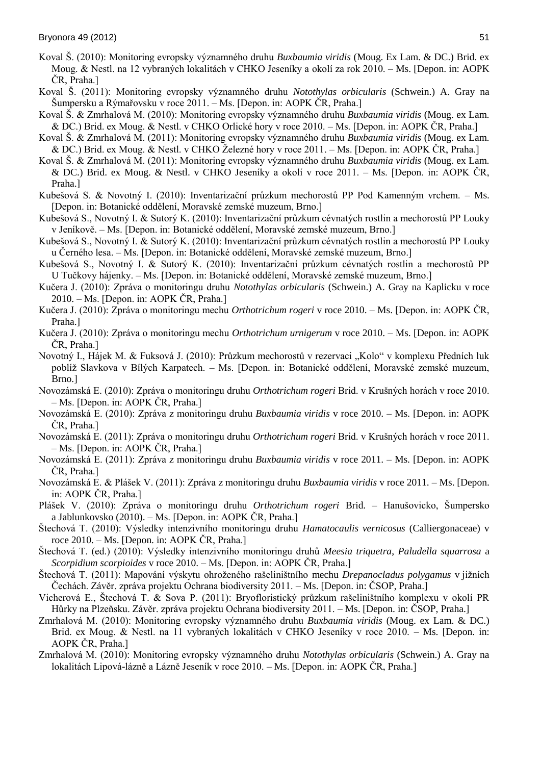Koval Š. (2010): Monitoring evropsky významného druhu *Buxbaumia viridis* (Moug. Ex Lam. & DC.) Brid. ex Moug. & Nestl. na 12 vybraných lokalitách v CHKO Jeseníky a okolí za rok 2010. – Ms. [Depon. in: AOPK ČR, Praha.]

Koval Š. (2011): Monitoring evropsky významného druhu *Notothylas orbicularis* (Schwein.) A. Gray na Šumpersku a Rýmařovsku v roce 2011. – Ms. [Depon. in: AOPK ČR, Praha.]

Koval Š. & Zmrhalová M. (2010): Monitoring evropsky významného druhu *Buxbaumia viridis* (Moug. ex Lam. & DC.) Brid. ex Moug. & Nestl. v CHKO Orlické hory v roce 2010. – Ms. [Depon. in: AOPK ČR, Praha.]

Koval Š. & Zmrhalová M. (2011): Monitoring evropsky významného druhu *Buxbaumia viridis* (Moug. ex Lam. & DC.) Brid. ex Moug. & Nestl. v CHKO Železné hory v roce 2011. – Ms. [Depon. in: AOPK ČR, Praha.]

Koval Š. & Zmrhalová M. (2011): Monitoring evropsky významného druhu *Buxbaumia viridis* (Moug. ex Lam. & DC.) Brid. ex Moug. & Nestl. v CHKO Jeseníky a okolí v roce 2011. – Ms. [Depon. in: AOPK ČR, Praha.]

Kubešová S. & Novotný I. (2010): Inventarizační průzkum mechorostů PP Pod Kamenným vrchem. – Ms. [Depon. in: Botanické oddělení, Moravské zemské muzeum, Brno.]

Kubešová S., Novotný I. & Sutorý K. (2010): Inventarizační průzkum cévnatých rostlin a mechorostů PP Louky v Jeníkově. – Ms. [Depon. in: Botanické oddělení, Moravské zemské muzeum, Brno.]

Kubešová S., Novotný I. & Sutorý K. (2010): Inventarizační průzkum cévnatých rostlin a mechorostů PP Louky u Černého lesa. – Ms. [Depon. in: Botanické oddělení, Moravské zemské muzeum, Brno.]

Kubešová S., Novotný I. & Sutorý K. (2010): Inventarizační průzkum cévnatých rostlin a mechorostů PP U Tučkovy hájenky. – Ms. [Depon. in: Botanické oddělení, Moravské zemské muzeum, Brno.]

Kučera J. (2010): Zpráva o monitoringu druhu *Notothylas orbicularis* (Schwein.) A. Gray na Kaplicku v roce 2010. – Ms. [Depon. in: AOPK ČR, Praha.]

Kučera J. (2010): Zpráva o monitoringu mechu *Orthotrichum rogeri* v roce 2010. – Ms. [Depon. in: AOPK ČR, Praha.]

Kučera J. (2010): Zpráva o monitoringu mechu *Orthotrichum urnigerum* v roce 2010. – Ms. [Depon. in: AOPK ČR, Praha.]

Novotný I., Hájek M. & Fuksová J. (2010): Průzkum mechorostů v rezervaci „Kolo" v komplexu Předních luk poblíž Slavkova v Bílých Karpatech. – Ms. [Depon. in: Botanické oddělení, Moravské zemské muzeum, Brno.]

Novozámská E. (2010): Zpráva o monitoringu druhu *Orthotrichum rogeri* Brid. v Krušných horách v roce 2010. – Ms. [Depon. in: AOPK ČR, Praha.]

Novozámská E. (2010): Zpráva z monitoringu druhu *Buxbaumia viridis* v roce 2010. – Ms. [Depon. in: AOPK ČR, Praha.]

Novozámská E. (2011): Zpráva o monitoringu druhu *Orthotrichum rogeri* Brid. v Krušných horách v roce 2011. – Ms. [Depon. in: AOPK ČR, Praha.]

Novozámská E. (2011): Zpráva z monitoringu druhu *Buxbaumia viridis* v roce 2011. – Ms. [Depon. in: AOPK ČR, Praha.]

Novozámská E. & Plášek V. (2011): Zpráva z monitoringu druhu *Buxbaumia viridis* v roce 2011. – Ms. [Depon. in: AOPK ČR, Praha.]

Plášek V. (2010): Zpráva o monitoringu druhu *Orthotrichum rogeri* Brid. – Hanušovicko, Šumpersko a Jablunkovsko (2010). – Ms. [Depon. in: AOPK ČR, Praha.]

Štechová T. (2010): Výsledky intenzivního monitoringu druhu *Hamatocaulis vernicosus* (Calliergonaceae) v roce 2010. – Ms. [Depon. in: AOPK ČR, Praha.]

Štechová T. (ed.) (2010): Výsledky intenzivního monitoringu druhů *Meesia triquetra, Paludella squarrosa* a *Scorpidium scorpioides* v roce 2010. – Ms. [Depon. in: AOPK ČR, Praha.]

Štechová T. (2011): Mapování výskytu ohroženého rašeliništního mechu *Drepanocladus polygamus* v jižních Čechách. Závěr. zpráva projektu Ochrana biodiversity 2011. – Ms. [Depon. in: ČSOP, Praha.]

Vicherová E., Štechová T. & Sova P. (2011): Bryofloristický průzkum rašeliništního komplexu v okolí PR Hůrky na Plzeňsku. Závěr. zpráva projektu Ochrana biodiversity 2011. – Ms. [Depon. in: ČSOP, Praha.]

Zmrhalová M. (2010): Monitoring evropsky významného druhu *Buxbaumia viridis* (Moug. ex Lam. & DC.) Brid. ex Moug. & Nestl. na 11 vybraných lokalitách v CHKO Jeseníky v roce 2010. – Ms. [Depon. in: AOPK ČR, Praha.]

Zmrhalová M. (2010): Monitoring evropsky významného druhu *Notothylas orbicularis* (Schwein.) A. Gray na lokalitách Lipová-lázně a Lázně Jeseník v roce 2010. – Ms. [Depon. in: AOPK ČR, Praha.]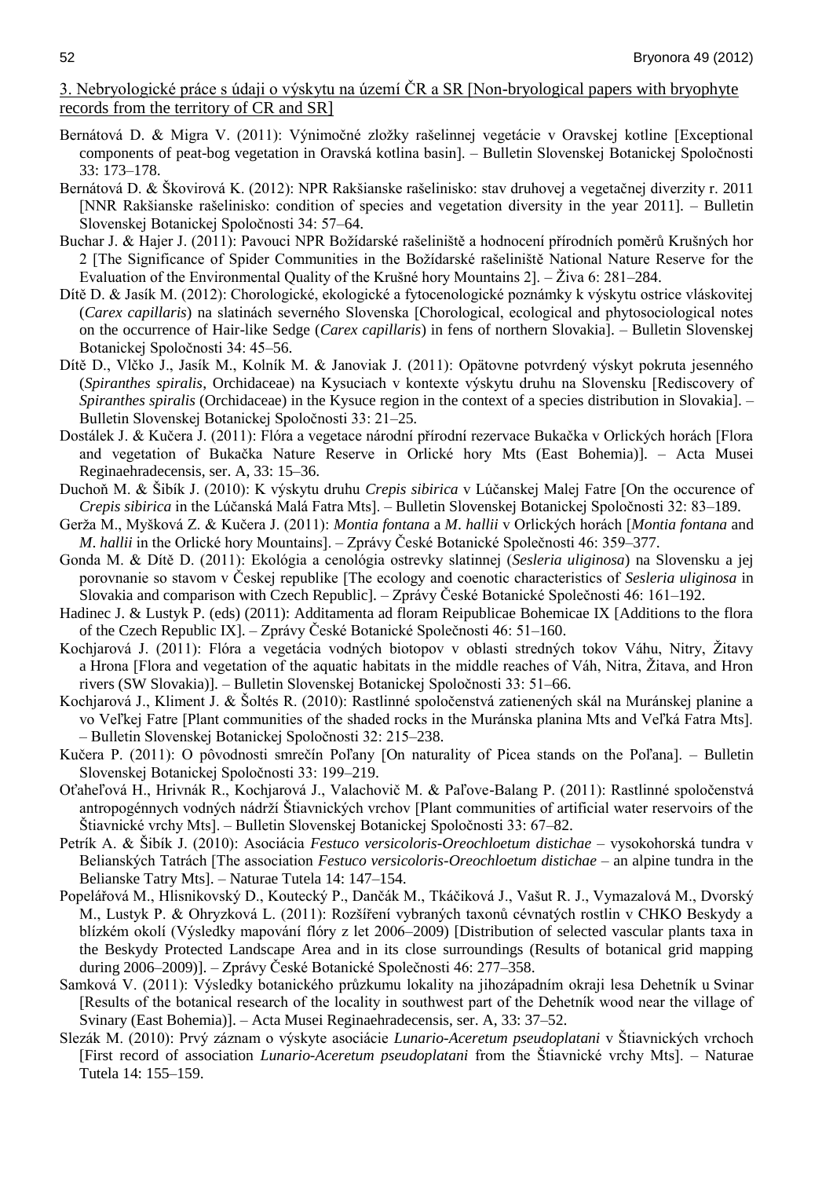3. Nebryologické práce s údaji o výskytu na území ČR a SR [Non-bryological papers with bryophyte records from the territory of CR and SR]

Bernátová D. & Migra V. (2011): Výnimočné zložky rašelinnej vegetácie v Oravskej kotline [Exceptional components of peat-bog vegetation in Oravská kotlina basin]. – Bulletin Slovenskej Botanickej Spoločnosti 33: 173–178.

Bernátová D. & Škovirová K. (2012): NPR Rakšianske rašelinisko: stav druhovej a vegetačnej diverzity r. 2011 [NNR Rakšianske rašelinisko: condition of species and vegetation diversity in the year 2011]. – Bulletin Slovenskej Botanickej Spoločnosti 34: 57–64.

Buchar J. & Hajer J. (2011): Pavouci NPR Božídarské rašeliniště a hodnocení přírodních poměrů Krušných hor 2 [The Significance of Spider Communities in the Božídarské rašeliniště National Nature Reserve for the Evaluation of the Environmental Quality of the Krušné hory Mountains 2]. – Živa 6: 281–284.

Dítě D. & Jasík M. (2012): Chorologické, ekologické a fytocenologické poznámky k výskytu ostrice vláskovitej (*Carex capillaris*) na slatinách severného Slovenska [Chorological, ecological and phytosociological notes on the occurrence of Hair-like Sedge (*Carex capillaris*) in fens of northern Slovakia]. – Bulletin Slovenskej Botanickej Spoločnosti 34: 45–56.

Dítě D., Vlčko J., Jasík M., Kolník M. & Janoviak J. (2011): Opätovne potvrdený výskyt pokruta jesenného (*Spiranthes spiralis*, Orchidaceae) na Kysuciach v kontexte výskytu druhu na Slovensku [Rediscovery of *Spiranthes spiralis* (Orchidaceae) in the Kysuce region in the context of a species distribution in Slovakia]. – Bulletin Slovenskej Botanickej Spoločnosti 33: 21–25.

Dostálek J. & Kučera J. (2011): Flóra a vegetace národní přírodní rezervace Bukačka v Orlických horách [Flora and vegetation of Bukačka Nature Reserve in Orlické hory Mts (East Bohemia)]. – Acta Musei Reginaehradecensis, ser. A, 33: 15–36.

Duchoň M. & Šibík J. (2010): K výskytu druhu *Crepis sibirica* v Lúčanskej Malej Fatre [On the occurence of *Crepis sibirica* in the Lúčanská Malá Fatra Mts]. – Bulletin Slovenskej Botanickej Spoločnosti 32: 83–189.

Gerža M., Myšková Z. & Kučera J. (2011): *Montia fontana* a *M. hallii* v Orlických horách [*Montia fontana* and *M. hallii* in the Orlické hory Mountains]. – Zprávy České Botanické Společnosti 46: 359–377.

Gonda M. & Dítě D. (2011): Ekológia a cenológia ostrevky slatinnej (*Sesleria uliginosa*) na Slovensku a jej porovnanie so stavom v Českej republike [The ecology and coenotic characteristics of *Sesleria uliginosa* in Slovakia and comparison with Czech Republic]. – Zprávy České Botanické Společnosti 46: 161–192.

Hadinec J. & Lustyk P. (eds) (2011): Additamenta ad floram Reipublicae Bohemicae IX [Additions to the flora of the Czech Republic IX]. – Zprávy České Botanické Společnosti 46: 51–160.

Kochjarová J. (2011): Flóra a vegetácia vodných biotopov v oblasti stredných tokov Váhu, Nitry, Žitavy a Hrona [Flora and vegetation of the aquatic habitats in the middle reaches of Váh, Nitra, Žitava, and Hron rivers (SW Slovakia)]. – Bulletin Slovenskej Botanickej Spoločnosti 33: 51–66.

Kochjarová J., Kliment J. & Šoltés R. (2010): Rastlinné spoločenstvá zatienených skál na Muránskej planine a vo Veľkej Fatre [Plant communities of the shaded rocks in the Muránska planina Mts and Veľká Fatra Mts]. – Bulletin Slovenskej Botanickej Spoločnosti 32: 215–238.

Kučera P. (2011): O pôvodnosti smrečín Poľany [On naturality of Picea stands on the Poľana]. – Bulletin Slovenskej Botanickej Spoločnosti 33: 199–219.

Oťaheľová H., Hrivnák R., Kochjarová J., Valachovič M. & Paľove-Balang P. (2011): Rastlinné spoločenstvá antropogénnych vodných nádrží Štiavnických vrchov [Plant communities of artificial water reservoirs of the Štiavnické vrchy Mts]. – Bulletin Slovenskej Botanickej Spoločnosti 33: 67–82.

Petrík A. & Šibík J. (2010): Asociácia *Festuco versicoloris-Oreochloetum distichae* – vysokohorská tundra v Belianských Tatrách [The association *Festuco versicoloris-Oreochloetum distichae* – an alpine tundra in the Belianske Tatry Mts]. – Naturae Tutela 14: 147–154.

Popelářová M., Hlisnikovský D., Koutecký P., Dančák M., Tkáčiková J., Vašut R. J., Vymazalová M., Dvorský M., Lustyk P. & Ohryzková L. (2011): Rozšíření vybraných taxonů cévnatých rostlin v CHKO Beskydy a blízkém okolí (Výsledky mapování flóry z let 2006–2009) [Distribution of selected vascular plants taxa in the Beskydy Protected Landscape Area and in its close surroundings (Results of botanical grid mapping during 2006–2009)]. – Zprávy České Botanické Společnosti 46: 277–358.

Samková V. (2011): Výsledky botanického průzkumu lokality na jihozápadním okraji lesa Dehetník u Svinar [Results of the botanical research of the locality in southwest part of the Dehetník wood near the village of Svinary (East Bohemia)]. – Acta Musei Reginaehradecensis, ser. A, 33: 37–52.

Slezák M. (2010): Prvý záznam o výskyte asociácie *Lunario-Aceretum pseudoplatani* v Štiavnických vrchoch [First record of association *Lunario-Aceretum pseudoplatani* from the Štiavnické vrchy Mts]. – Naturae Tutela 14: 155–159.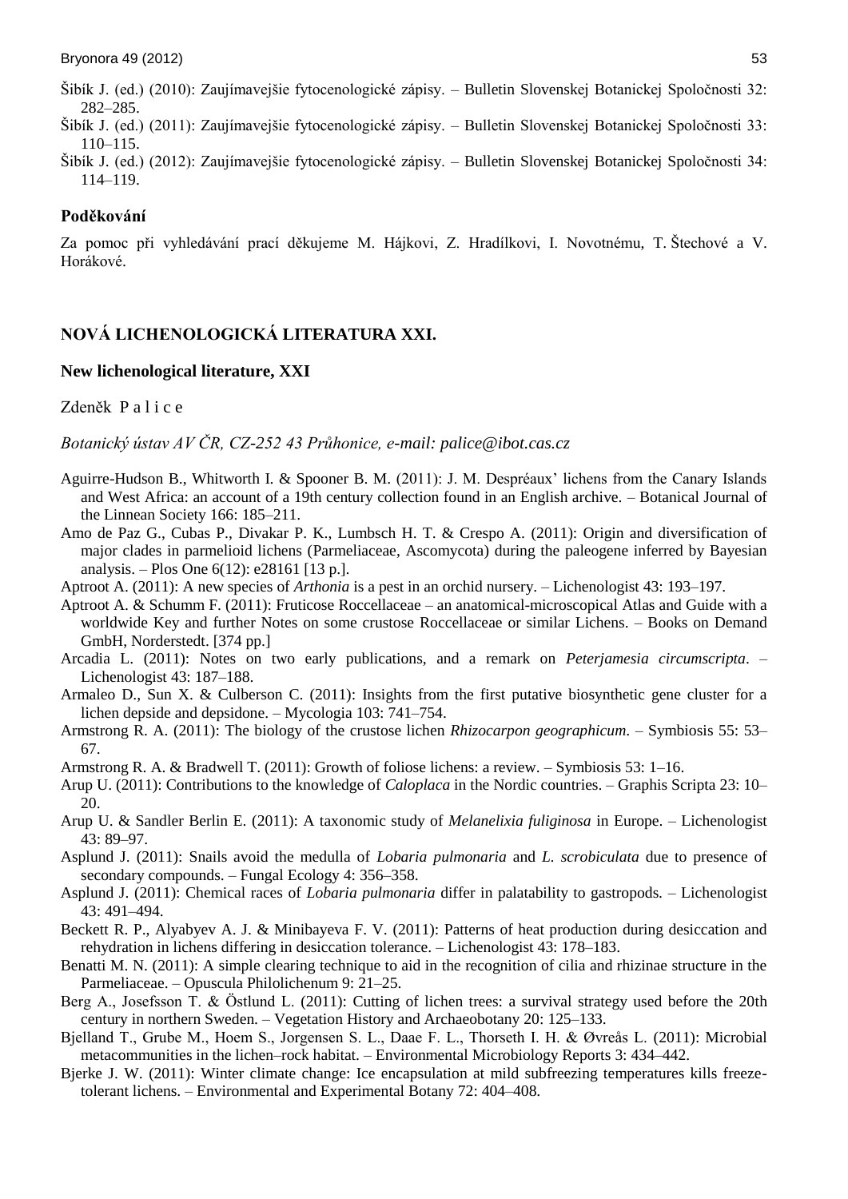Šibík J. (ed.) (2010): Zaujímavejšie fytocenologické zápisy. – Bulletin Slovenskej Botanickej Spoločnosti 32: 282–285.

Šibík J. (ed.) (2011): Zaujímavejšie fytocenologické zápisy. – Bulletin Slovenskej Botanickej Spoločnosti 33: 110–115.

Šibík J. (ed.) (2012): Zaujímavejšie fytocenologické zápisy. – Bulletin Slovenskej Botanickej Spoločnosti 34: 114–119.

### Poděkování

Za pomoc při vyhledávání prací děkujeme M. Hájkovi, Z. Hradílkovi, I. Novotnému, T. Štechové a V. Horákové.

## NOVÁ LICHENOLOGICKÁ LITERATURA XXI.

### New lichenological literature, XXI

Zdeněk P a l i c e

*Botanický ústav AV ČR, CZ-252 43 Průhonice, e-mail: palice@ibot.cas.cz*

Aguirre-Hudson B., Whitworth I. & Spooner B. M. (2011): J. M. Despréaux' lichens from the Canary Islands and West Africa: an account of a 19th century collection found in an English archive. – Botanical Journal of the Linnean Society 166: 185–211.

Amo de Paz G., Cubas P., Divakar P. K., Lumbsch H. T. & Crespo A. (2011): Origin and diversification of major clades in parmelioid lichens (Parmeliaceae, Ascomycota) during the paleogene inferred by Bayesian analysis. – Plos One 6(12): e28161 [13 p.].

Aptroot A. (2011): A new species of *Arthonia* is a pest in an orchid nursery. – Lichenologist 43: 193–197.

Aptroot A. & Schumm F. (2011): Fruticose Roccellaceae – an anatomical-microscopical Atlas and Guide with a worldwide Key and further Notes on some crustose Roccellaceae or similar Lichens. – Books on Demand GmbH, Norderstedt. [374 pp.]

Arcadia L. (2011): Notes on two early publications, and a remark on *Peterjamesia circumscripta*. – Lichenologist 43: 187–188.

Armaleo D., Sun X. & Culberson C. (2011): Insights from the first putative biosynthetic gene cluster for a lichen depside and depsidone. – Mycologia 103: 741–754.

Armstrong R. A. (2011): The biology of the crustose lichen *Rhizocarpon geographicum*. – Symbiosis 55: 53–67.

Armstrong R. A. & Bradwell T. (2011): Growth of foliose lichens: a review. – Symbiosis 53: 1–16.

Arup U. (2011): Contributions to the knowledge of *Caloplaca* in the Nordic countries. – Graphis Scripta 23: 10–20.

Arup U. & Sandler Berlin E. (2011): A taxonomic study of *Melanelixia fuliginosa* in Europe. – Lichenologist 43: 89–97.

Asplund J. (2011): Snails avoid the medulla of *Lobaria pulmonaria* and *L. scrobiculata* due to presence of secondary compounds. – Fungal Ecology 4: 356–358.

Asplund J. (2011): Chemical races of *Lobaria pulmonaria* differ in palatability to gastropods. – Lichenologist 43: 491–494.

Beckett R. P., Alyabyev A. J. & Minibayeva F. V. (2011): Patterns of heat production during desiccation and rehydration in lichens differing in desiccation tolerance. – Lichenologist 43: 178–183.

Benatti M. N. (2011): A simple clearing technique to aid in the recognition of cilia and rhizinae structure in the Parmeliaceae. – Opuscula Philolichenum 9: 21–25.

Berg A., Josefsson T. & Östlund L. (2011): Cutting of lichen trees: a survival strategy used before the 20th century in northern Sweden. – Vegetation History and Archaeobotany 20: 125–133.

Bjelland T., Grube M., Hoem S., Jorgensen S. L., Daae F. L., Thorseth I. H. & Øvreås L. (2011): Microbial metacommunities in the lichen–rock habitat. – Environmental Microbiology Reports 3: 434–442.

Bjerke J. W. (2011): Winter climate change: Ice encapsulation at mild subfreezing temperatures kills freeze-tolerant lichens. – Environmental and Experimental Botany 72: 404–408.